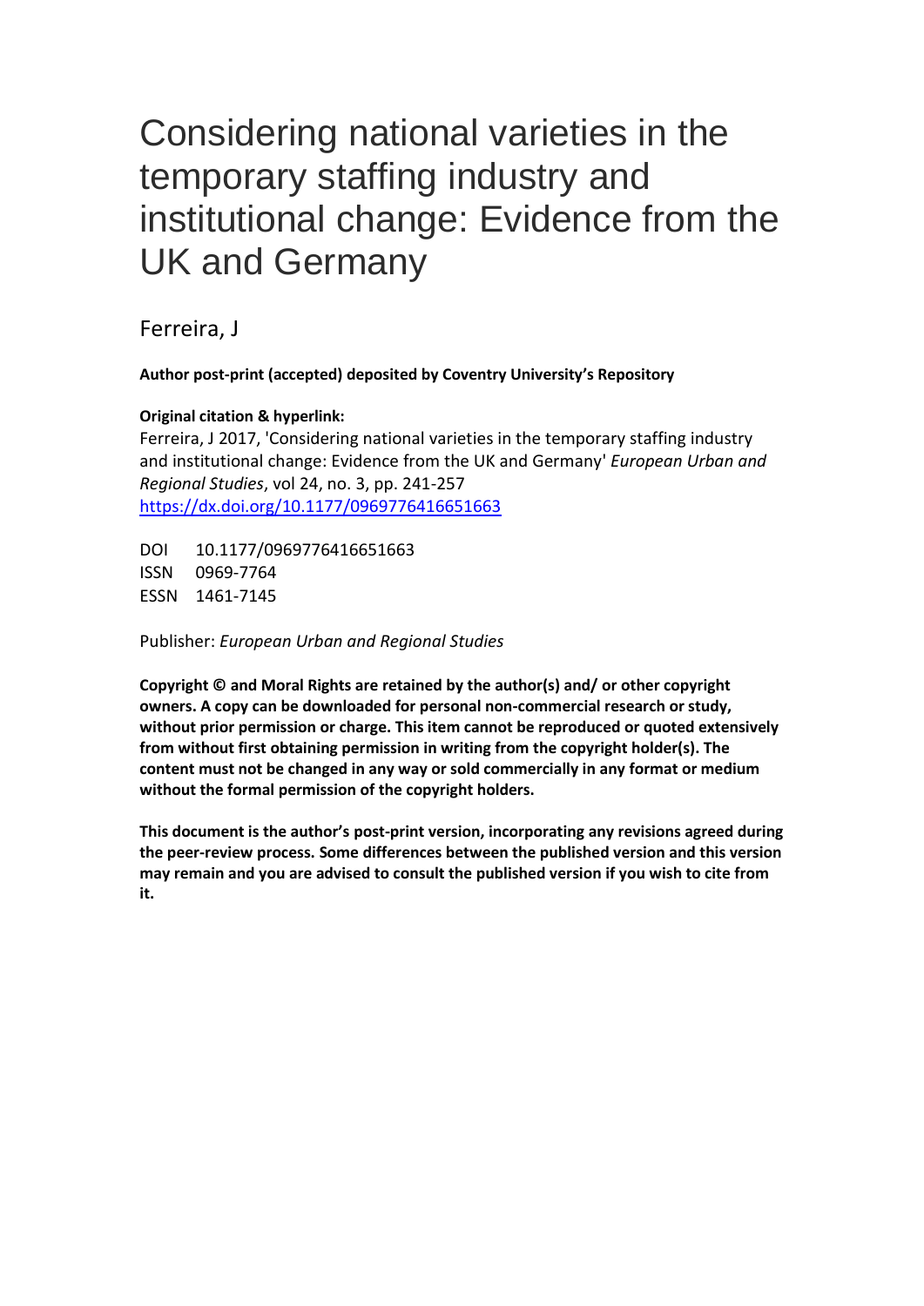# Considering national varieties in the temporary staffing industry and institutional change: Evidence from the UK and Germany

Ferreira, J

**Author post-print (accepted) deposited by Coventry University's Repository**

**Original citation & hyperlink:**

Ferreira, J 2017, 'Considering national varieties in the temporary staffing industry and institutional change: Evidence from the UK and Germany' *European Urban and Regional Studies*, vol 24, no. 3, pp. 241-257

https://dx.doi.org/10.1177/0969776416651663

DOI 10.1177/0969776416651663
ISSN 0969-7764
ESSN 1461-7145

Publisher: *European Urban and Regional Studies*

**Copyright © and Moral Rights are retained by the author(s) and/ or other copyright owners. A copy can be downloaded for personal non-commercial research or study, without prior permission or charge. This item cannot be reproduced or quoted extensively from without first obtaining permission in writing from the copyright holder(s). The content must not be changed in any way or sold commercially in any format or medium without the formal permission of the copyright holders.**

**This document is the author's post-print version, incorporating any revisions agreed during the peer-review process. Some differences between the published version and this version may remain and you are advised to consult the published version if you wish to cite from it.**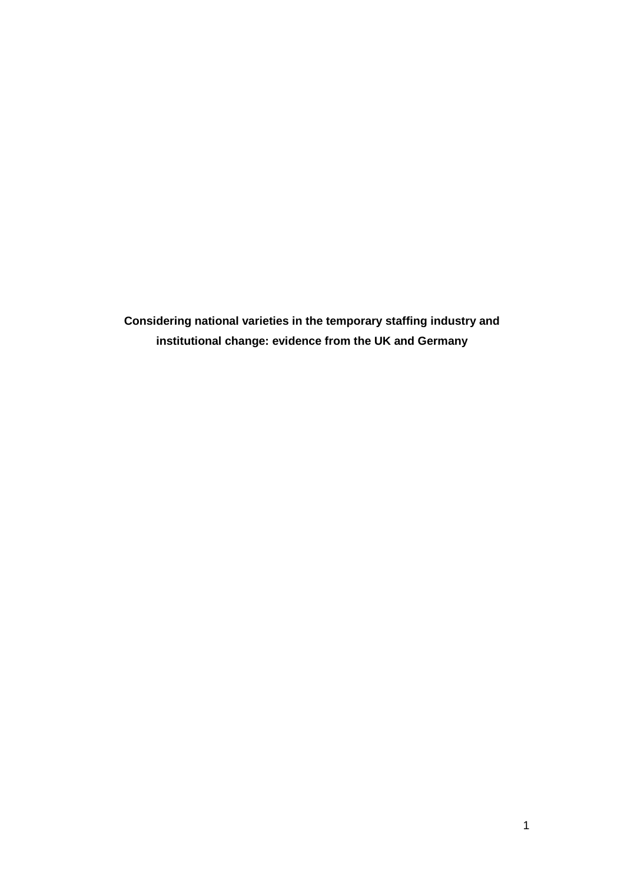**Considering national varieties in the temporary staffing industry and institutional change: evidence from the UK and Germany**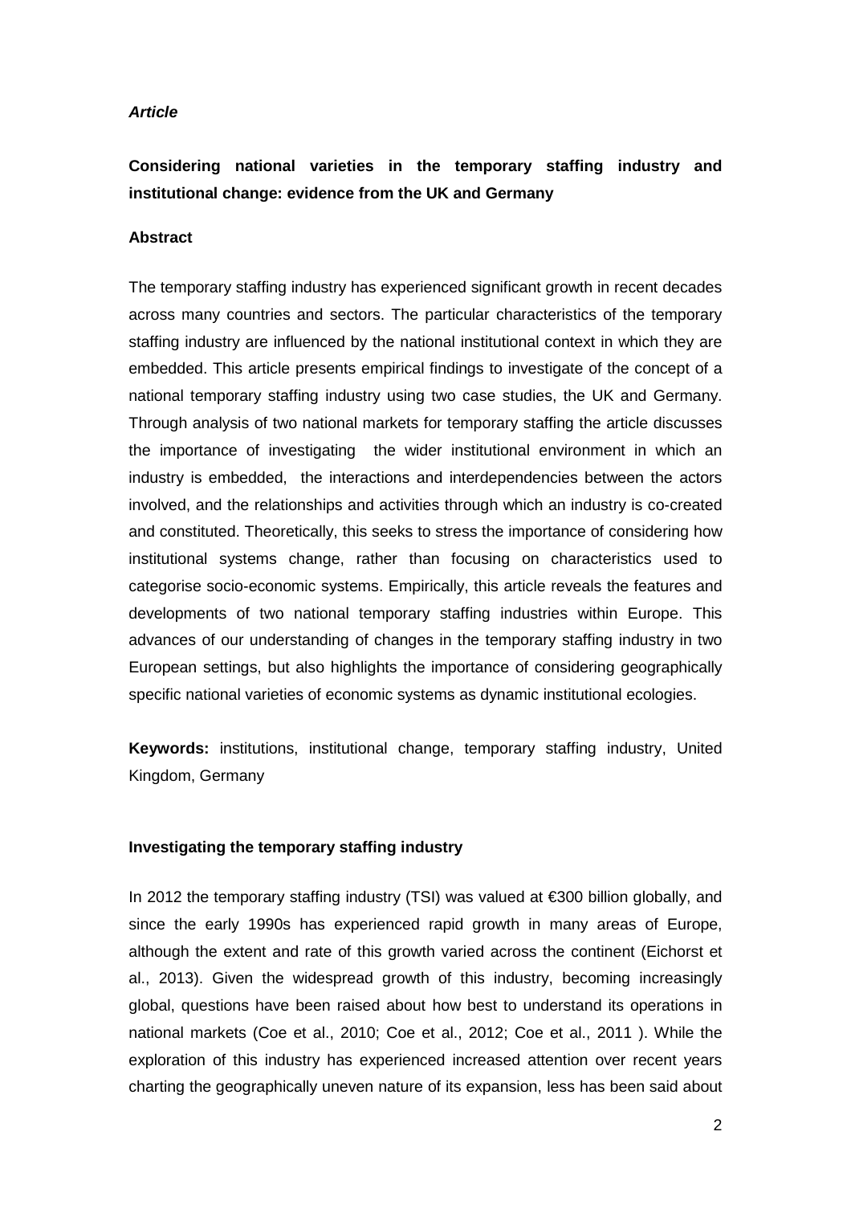***Article***

**Considering national varieties in the temporary staffing industry and institutional change: evidence from the UK and Germany**

**Abstract**

The temporary staffing industry has experienced significant growth in recent decades across many countries and sectors. The particular characteristics of the temporary staffing industry are influenced by the national institutional context in which they are embedded. This article presents empirical findings to investigate of the concept of a national temporary staffing industry using two case studies, the UK and Germany. Through analysis of two national markets for temporary staffing the article discusses the importance of investigating the wider institutional environment in which an industry is embedded, the interactions and interdependencies between the actors involved, and the relationships and activities through which an industry is co-created and constituted. Theoretically, this seeks to stress the importance of considering how institutional systems change, rather than focusing on characteristics used to categorise socio-economic systems. Empirically, this article reveals the features and developments of two national temporary staffing industries within Europe. This advances of our understanding of changes in the temporary staffing industry in two European settings, but also highlights the importance of considering geographically specific national varieties of economic systems as dynamic institutional ecologies.

**Keywords:** institutions, institutional change, temporary staffing industry, United Kingdom, Germany

**Investigating the temporary staffing industry**

In 2012 the temporary staffing industry (TSI) was valued at €300 billion globally, and since the early 1990s has experienced rapid growth in many areas of Europe, although the extent and rate of this growth varied across the continent (Eichorst et al., 2013). Given the widespread growth of this industry, becoming increasingly global, questions have been raised about how best to understand its operations in national markets (Coe et al., 2010; Coe et al., 2012; Coe et al., 2011 ). While the exploration of this industry has experienced increased attention over recent years charting the geographically uneven nature of its expansion, less has been said about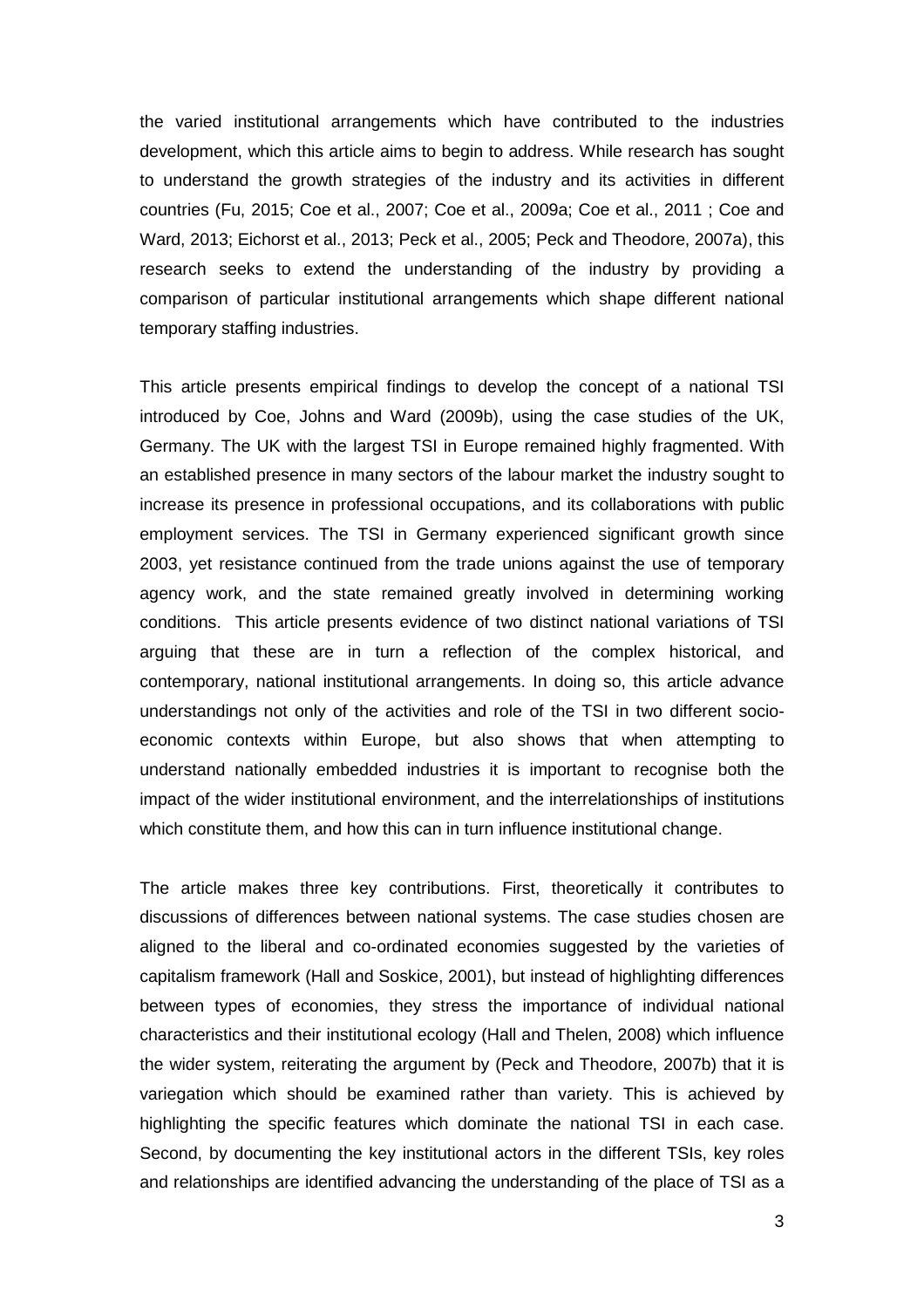the varied institutional arrangements which have contributed to the industries development, which this article aims to begin to address. While research has sought to understand the growth strategies of the industry and its activities in different countries (Fu, 2015; Coe et al., 2007; Coe et al., 2009a; Coe et al., 2011 ; Coe and Ward, 2013; Eichorst et al., 2013; Peck et al., 2005; Peck and Theodore, 2007a), this research seeks to extend the understanding of the industry by providing a comparison of particular institutional arrangements which shape different national temporary staffing industries.

This article presents empirical findings to develop the concept of a national TSI introduced by Coe, Johns and Ward (2009b), using the case studies of the UK, Germany. The UK with the largest TSI in Europe remained highly fragmented. With an established presence in many sectors of the labour market the industry sought to increase its presence in professional occupations, and its collaborations with public employment services. The TSI in Germany experienced significant growth since 2003, yet resistance continued from the trade unions against the use of temporary agency work, and the state remained greatly involved in determining working conditions. This article presents evidence of two distinct national variations of TSI arguing that these are in turn a reflection of the complex historical, and contemporary, national institutional arrangements. In doing so, this article advance understandings not only of the activities and role of the TSI in two different socio-economic contexts within Europe, but also shows that when attempting to understand nationally embedded industries it is important to recognise both the impact of the wider institutional environment, and the interrelationships of institutions which constitute them, and how this can in turn influence institutional change.

The article makes three key contributions. First, theoretically it contributes to discussions of differences between national systems. The case studies chosen are aligned to the liberal and co-ordinated economies suggested by the varieties of capitalism framework (Hall and Soskice, 2001), but instead of highlighting differences between types of economies, they stress the importance of individual national characteristics and their institutional ecology (Hall and Thelen, 2008) which influence the wider system, reiterating the argument by (Peck and Theodore, 2007b) that it is variegation which should be examined rather than variety. This is achieved by highlighting the specific features which dominate the national TSI in each case. Second, by documenting the key institutional actors in the different TSIs, key roles and relationships are identified advancing the understanding of the place of TSI as a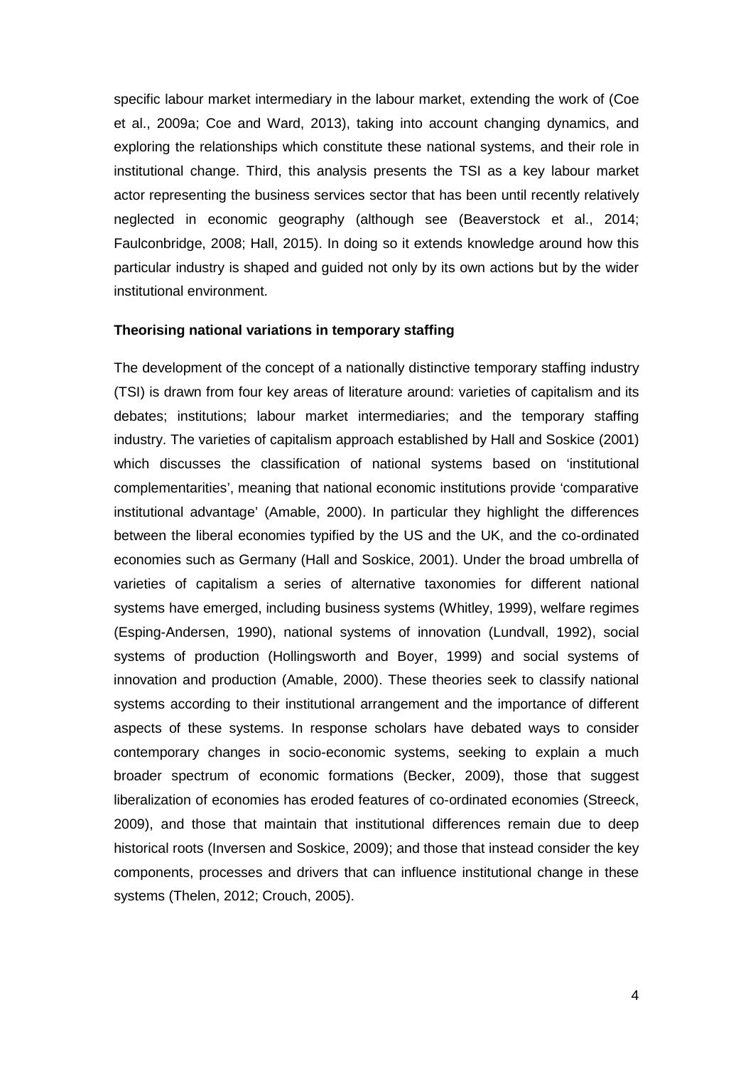specific labour market intermediary in the labour market, extending the work of (Coe et al., 2009a; Coe and Ward, 2013), taking into account changing dynamics, and exploring the relationships which constitute these national systems, and their role in institutional change. Third, this analysis presents the TSI as a key labour market actor representing the business services sector that has been until recently relatively neglected in economic geography (although see (Beaverstock et al., 2014; Faulconbridge, 2008; Hall, 2015). In doing so it extends knowledge around how this particular industry is shaped and guided not only by its own actions but by the wider institutional environment.

**Theorising national variations in temporary staffing**

The development of the concept of a nationally distinctive temporary staffing industry (TSI) is drawn from four key areas of literature around: varieties of capitalism and its debates; institutions; labour market intermediaries; and the temporary staffing industry. The varieties of capitalism approach established by Hall and Soskice (2001) which discusses the classification of national systems based on 'institutional complementarities', meaning that national economic institutions provide 'comparative institutional advantage' (Amable, 2000). In particular they highlight the differences between the liberal economies typified by the US and the UK, and the co-ordinated economies such as Germany (Hall and Soskice, 2001). Under the broad umbrella of varieties of capitalism a series of alternative taxonomies for different national systems have emerged, including business systems (Whitley, 1999), welfare regimes (Esping-Andersen, 1990), national systems of innovation (Lundvall, 1992), social systems of production (Hollingsworth and Boyer, 1999) and social systems of innovation and production (Amable, 2000). These theories seek to classify national systems according to their institutional arrangement and the importance of different aspects of these systems. In response scholars have debated ways to consider contemporary changes in socio-economic systems, seeking to explain a much broader spectrum of economic formations (Becker, 2009), those that suggest liberalization of economies has eroded features of co-ordinated economies (Streeck, 2009), and those that maintain that institutional differences remain due to deep historical roots (Inversen and Soskice, 2009); and those that instead consider the key components, processes and drivers that can influence institutional change in these systems (Thelen, 2012; Crouch, 2005).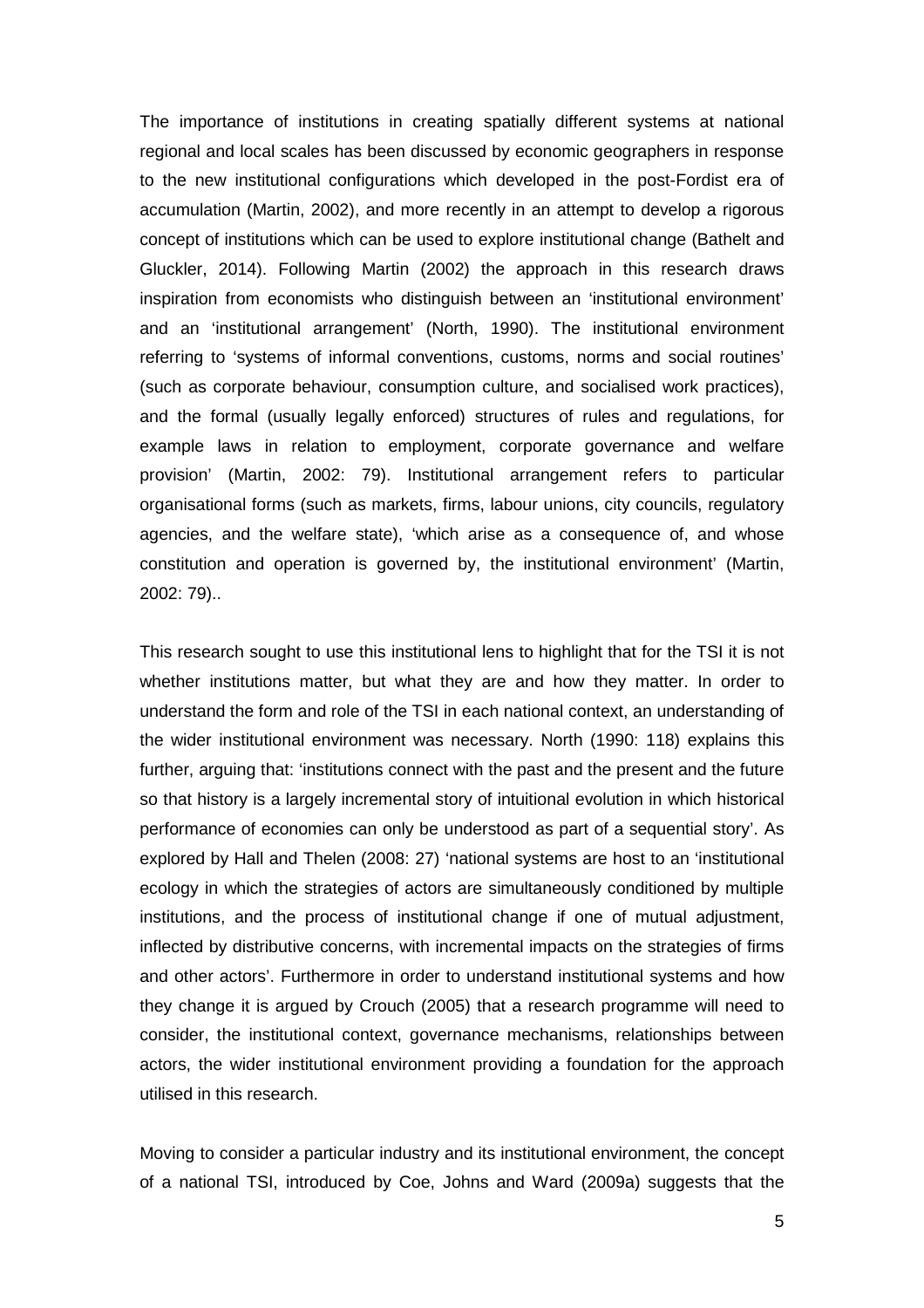The importance of institutions in creating spatially different systems at national regional and local scales has been discussed by economic geographers in response to the new institutional configurations which developed in the post-Fordist era of accumulation (Martin, 2002), and more recently in an attempt to develop a rigorous concept of institutions which can be used to explore institutional change (Bathelt and Gluckler, 2014). Following Martin (2002) the approach in this research draws inspiration from economists who distinguish between an 'institutional environment' and an 'institutional arrangement' (North, 1990). The institutional environment referring to 'systems of informal conventions, customs, norms and social routines' (such as corporate behaviour, consumption culture, and socialised work practices), and the formal (usually legally enforced) structures of rules and regulations, for example laws in relation to employment, corporate governance and welfare provision' (Martin, 2002: 79). Institutional arrangement refers to particular organisational forms (such as markets, firms, labour unions, city councils, regulatory agencies, and the welfare state), 'which arise as a consequence of, and whose constitution and operation is governed by, the institutional environment' (Martin, 2002: 79)..

This research sought to use this institutional lens to highlight that for the TSI it is not whether institutions matter, but what they are and how they matter. In order to understand the form and role of the TSI in each national context, an understanding of the wider institutional environment was necessary. North (1990: 118) explains this further, arguing that: 'institutions connect with the past and the present and the future so that history is a largely incremental story of intuitional evolution in which historical performance of economies can only be understood as part of a sequential story'. As explored by Hall and Thelen (2008: 27) 'national systems are host to an 'institutional ecology in which the strategies of actors are simultaneously conditioned by multiple institutions, and the process of institutional change if one of mutual adjustment, inflected by distributive concerns, with incremental impacts on the strategies of firms and other actors'. Furthermore in order to understand institutional systems and how they change it is argued by Crouch (2005) that a research programme will need to consider, the institutional context, governance mechanisms, relationships between actors, the wider institutional environment providing a foundation for the approach utilised in this research.

Moving to consider a particular industry and its institutional environment, the concept of a national TSI, introduced by Coe, Johns and Ward (2009a) suggests that the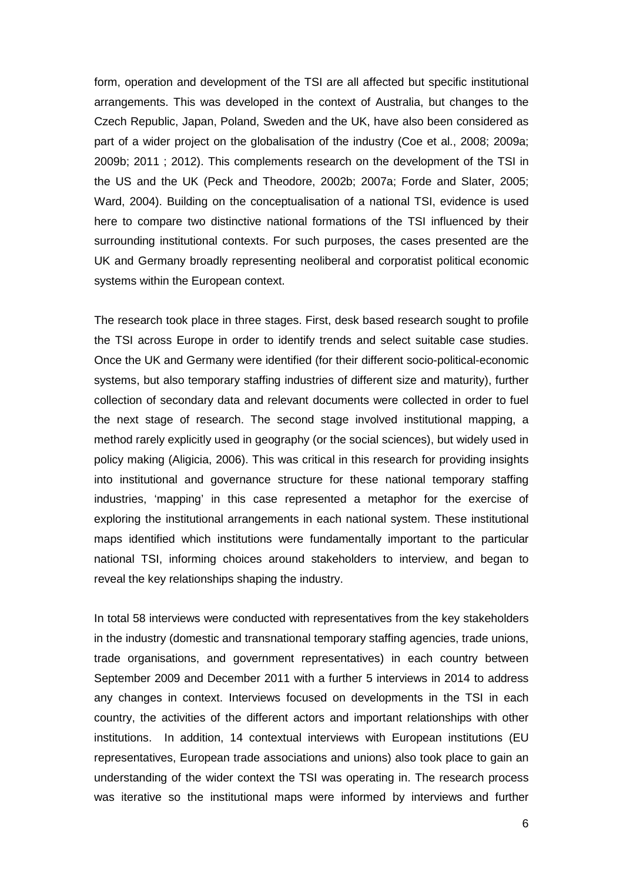form, operation and development of the TSI are all affected but specific institutional arrangements. This was developed in the context of Australia, but changes to the Czech Republic, Japan, Poland, Sweden and the UK, have also been considered as part of a wider project on the globalisation of the industry (Coe et al., 2008; 2009a; 2009b; 2011 ; 2012). This complements research on the development of the TSI in the US and the UK (Peck and Theodore, 2002b; 2007a; Forde and Slater, 2005; Ward, 2004). Building on the conceptualisation of a national TSI, evidence is used here to compare two distinctive national formations of the TSI influenced by their surrounding institutional contexts. For such purposes, the cases presented are the UK and Germany broadly representing neoliberal and corporatist political economic systems within the European context.

The research took place in three stages. First, desk based research sought to profile the TSI across Europe in order to identify trends and select suitable case studies. Once the UK and Germany were identified (for their different socio-political-economic systems, but also temporary staffing industries of different size and maturity), further collection of secondary data and relevant documents were collected in order to fuel the next stage of research. The second stage involved institutional mapping, a method rarely explicitly used in geography (or the social sciences), but widely used in policy making (Aligicia, 2006). This was critical in this research for providing insights into institutional and governance structure for these national temporary staffing industries, 'mapping' in this case represented a metaphor for the exercise of exploring the institutional arrangements in each national system. These institutional maps identified which institutions were fundamentally important to the particular national TSI, informing choices around stakeholders to interview, and began to reveal the key relationships shaping the industry.

In total 58 interviews were conducted with representatives from the key stakeholders in the industry (domestic and transnational temporary staffing agencies, trade unions, trade organisations, and government representatives) in each country between September 2009 and December 2011 with a further 5 interviews in 2014 to address any changes in context. Interviews focused on developments in the TSI in each country, the activities of the different actors and important relationships with other institutions. In addition, 14 contextual interviews with European institutions (EU representatives, European trade associations and unions) also took place to gain an understanding of the wider context the TSI was operating in. The research process was iterative so the institutional maps were informed by interviews and further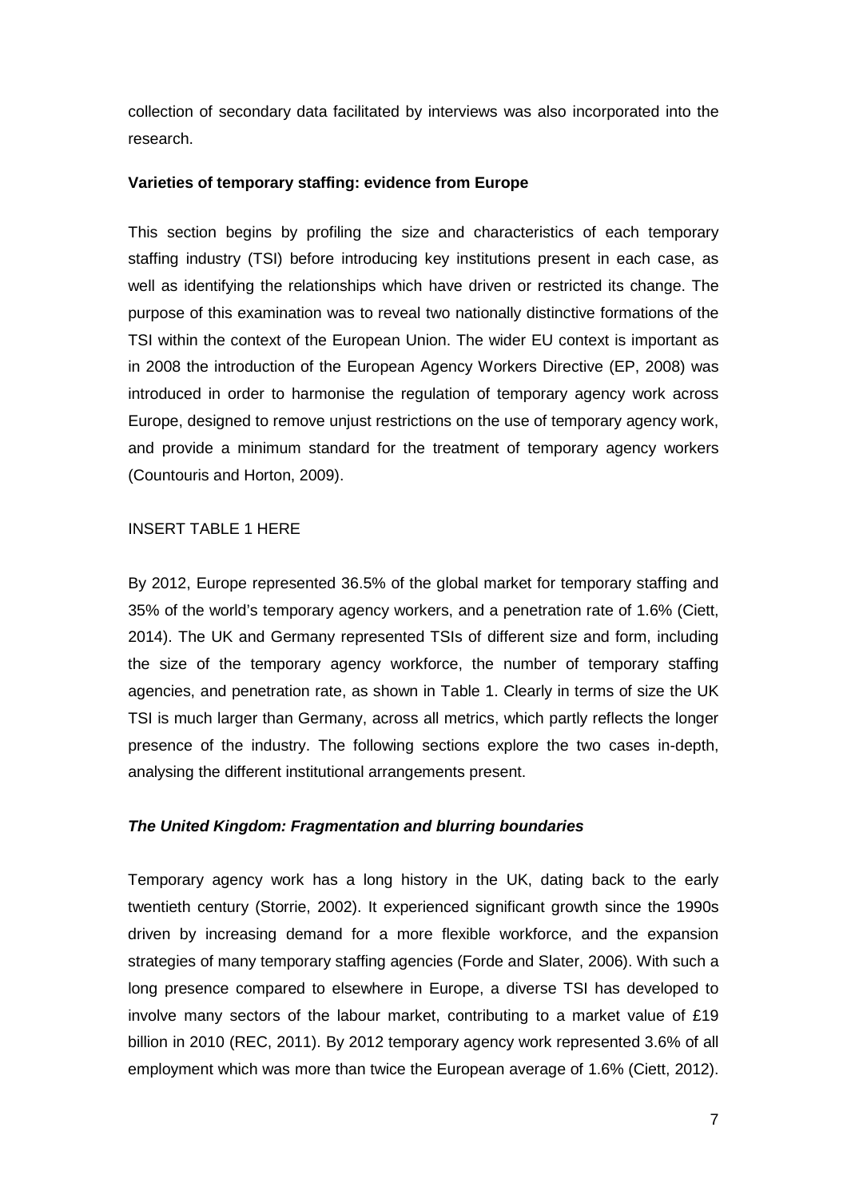collection of secondary data facilitated by interviews was also incorporated into the research.

## Varieties of temporary staffing: evidence from Europe

This section begins by profiling the size and characteristics of each temporary staffing industry (TSI) before introducing key institutions present in each case, as well as identifying the relationships which have driven or restricted its change. The purpose of this examination was to reveal two nationally distinctive formations of the TSI within the context of the European Union. The wider EU context is important as in 2008 the introduction of the European Agency Workers Directive (EP, 2008) was introduced in order to harmonise the regulation of temporary agency work across Europe, designed to remove unjust restrictions on the use of temporary agency work, and provide a minimum standard for the treatment of temporary agency workers (Countouris and Horton, 2009).

INSERT TABLE 1 HERE

By 2012, Europe represented 36.5% of the global market for temporary staffing and 35% of the world's temporary agency workers, and a penetration rate of 1.6% (Ciett, 2014). The UK and Germany represented TSIs of different size and form, including the size of the temporary agency workforce, the number of temporary staffing agencies, and penetration rate, as shown in Table 1. Clearly in terms of size the UK TSI is much larger than Germany, across all metrics, which partly reflects the longer presence of the industry. The following sections explore the two cases in-depth, analysing the different institutional arrangements present.

### *The United Kingdom: Fragmentation and blurring boundaries*

Temporary agency work has a long history in the UK, dating back to the early twentieth century (Storrie, 2002). It experienced significant growth since the 1990s driven by increasing demand for a more flexible workforce, and the expansion strategies of many temporary staffing agencies (Forde and Slater, 2006). With such a long presence compared to elsewhere in Europe, a diverse TSI has developed to involve many sectors of the labour market, contributing to a market value of £19 billion in 2010 (REC, 2011). By 2012 temporary agency work represented 3.6% of all employment which was more than twice the European average of 1.6% (Ciett, 2012).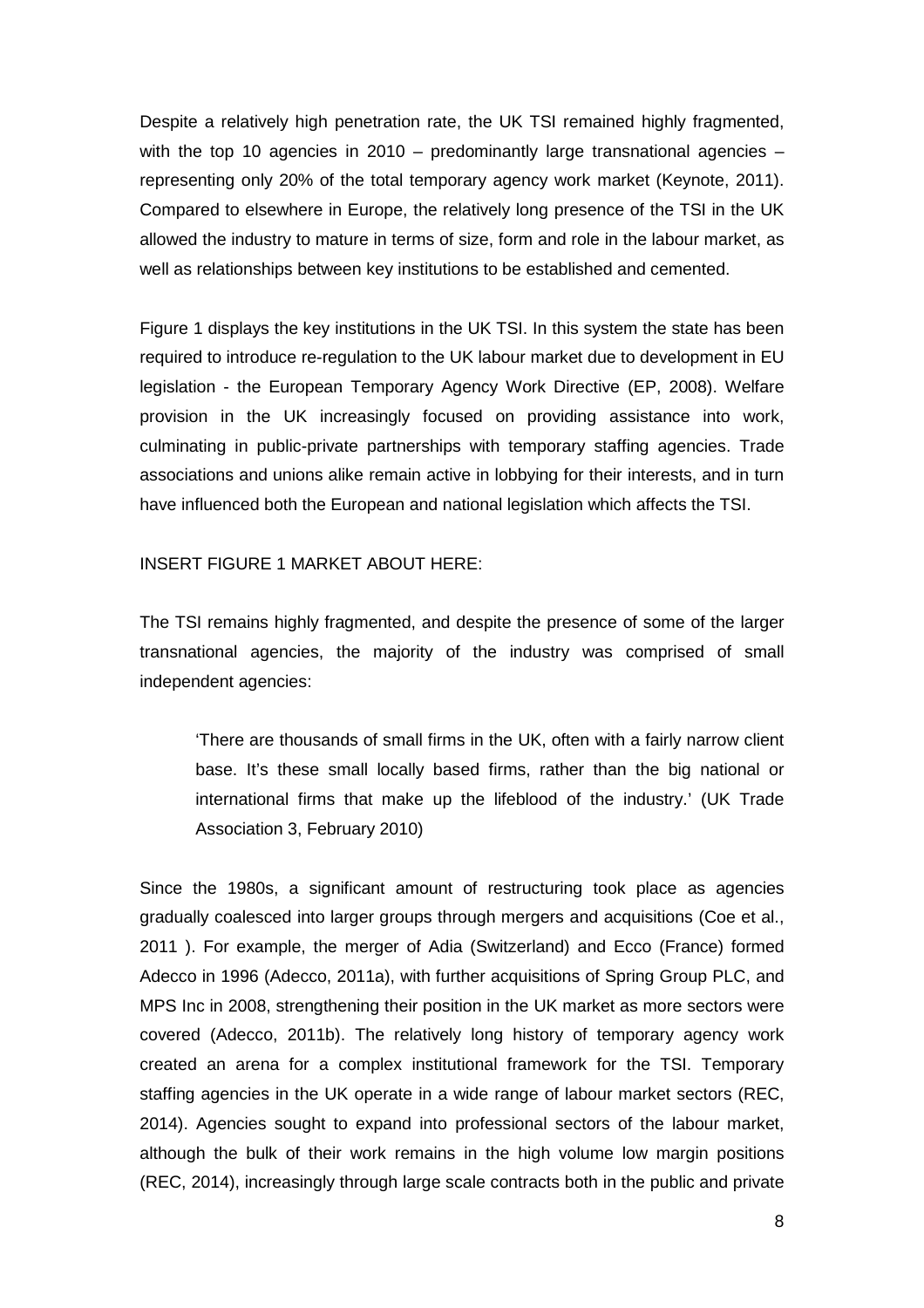Despite a relatively high penetration rate, the UK TSI remained highly fragmented, with the top 10 agencies in 2010 – predominantly large transnational agencies – representing only 20% of the total temporary agency work market (Keynote, 2011). Compared to elsewhere in Europe, the relatively long presence of the TSI in the UK allowed the industry to mature in terms of size, form and role in the labour market, as well as relationships between key institutions to be established and cemented.

Figure 1 displays the key institutions in the UK TSI. In this system the state has been required to introduce re-regulation to the UK labour market due to development in EU legislation - the European Temporary Agency Work Directive (EP, 2008). Welfare provision in the UK increasingly focused on providing assistance into work, culminating in public-private partnerships with temporary staffing agencies. Trade associations and unions alike remain active in lobbying for their interests, and in turn have influenced both the European and national legislation which affects the TSI.

INSERT FIGURE 1 MARKET ABOUT HERE:

The TSI remains highly fragmented, and despite the presence of some of the larger transnational agencies, the majority of the industry was comprised of small independent agencies:

> 'There are thousands of small firms in the UK, often with a fairly narrow client base. It's these small locally based firms, rather than the big national or international firms that make up the lifeblood of the industry.' (UK Trade Association 3, February 2010)

Since the 1980s, a significant amount of restructuring took place as agencies gradually coalesced into larger groups through mergers and acquisitions (Coe et al., 2011 ). For example, the merger of Adia (Switzerland) and Ecco (France) formed Adecco in 1996 (Adecco, 2011a), with further acquisitions of Spring Group PLC, and MPS Inc in 2008, strengthening their position in the UK market as more sectors were covered (Adecco, 2011b). The relatively long history of temporary agency work created an arena for a complex institutional framework for the TSI. Temporary staffing agencies in the UK operate in a wide range of labour market sectors (REC, 2014). Agencies sought to expand into professional sectors of the labour market, although the bulk of their work remains in the high volume low margin positions (REC, 2014), increasingly through large scale contracts both in the public and private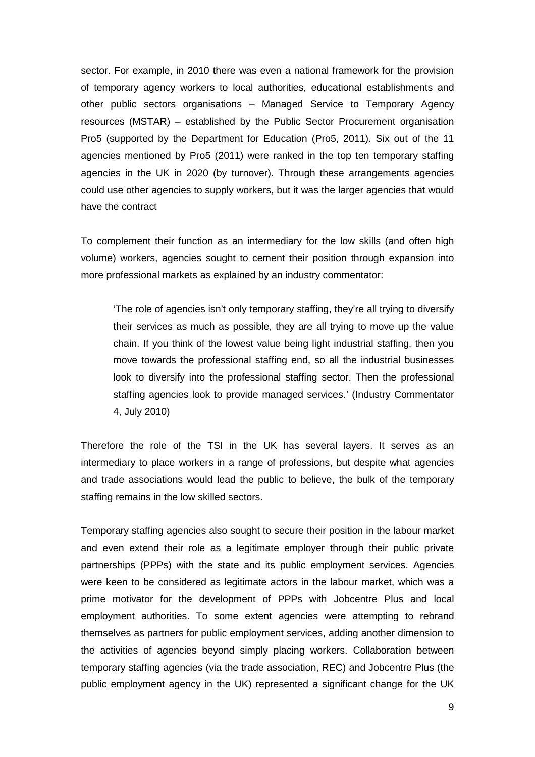sector. For example, in 2010 there was even a national framework for the provision of temporary agency workers to local authorities, educational establishments and other public sectors organisations – Managed Service to Temporary Agency resources (MSTAR) – established by the Public Sector Procurement organisation Pro5 (supported by the Department for Education (Pro5, 2011). Six out of the 11 agencies mentioned by Pro5 (2011) were ranked in the top ten temporary staffing agencies in the UK in 2020 (by turnover). Through these arrangements agencies could use other agencies to supply workers, but it was the larger agencies that would have the contract

To complement their function as an intermediary for the low skills (and often high volume) workers, agencies sought to cement their position through expansion into more professional markets as explained by an industry commentator:

> 'The role of agencies isn't only temporary staffing, they're all trying to diversify their services as much as possible, they are all trying to move up the value chain. If you think of the lowest value being light industrial staffing, then you move towards the professional staffing end, so all the industrial businesses look to diversify into the professional staffing sector. Then the professional staffing agencies look to provide managed services.' (Industry Commentator 4, July 2010)

Therefore the role of the TSI in the UK has several layers. It serves as an intermediary to place workers in a range of professions, but despite what agencies and trade associations would lead the public to believe, the bulk of the temporary staffing remains in the low skilled sectors.

Temporary staffing agencies also sought to secure their position in the labour market and even extend their role as a legitimate employer through their public private partnerships (PPPs) with the state and its public employment services. Agencies were keen to be considered as legitimate actors in the labour market, which was a prime motivator for the development of PPPs with Jobcentre Plus and local employment authorities. To some extent agencies were attempting to rebrand themselves as partners for public employment services, adding another dimension to the activities of agencies beyond simply placing workers. Collaboration between temporary staffing agencies (via the trade association, REC) and Jobcentre Plus (the public employment agency in the UK) represented a significant change for the UK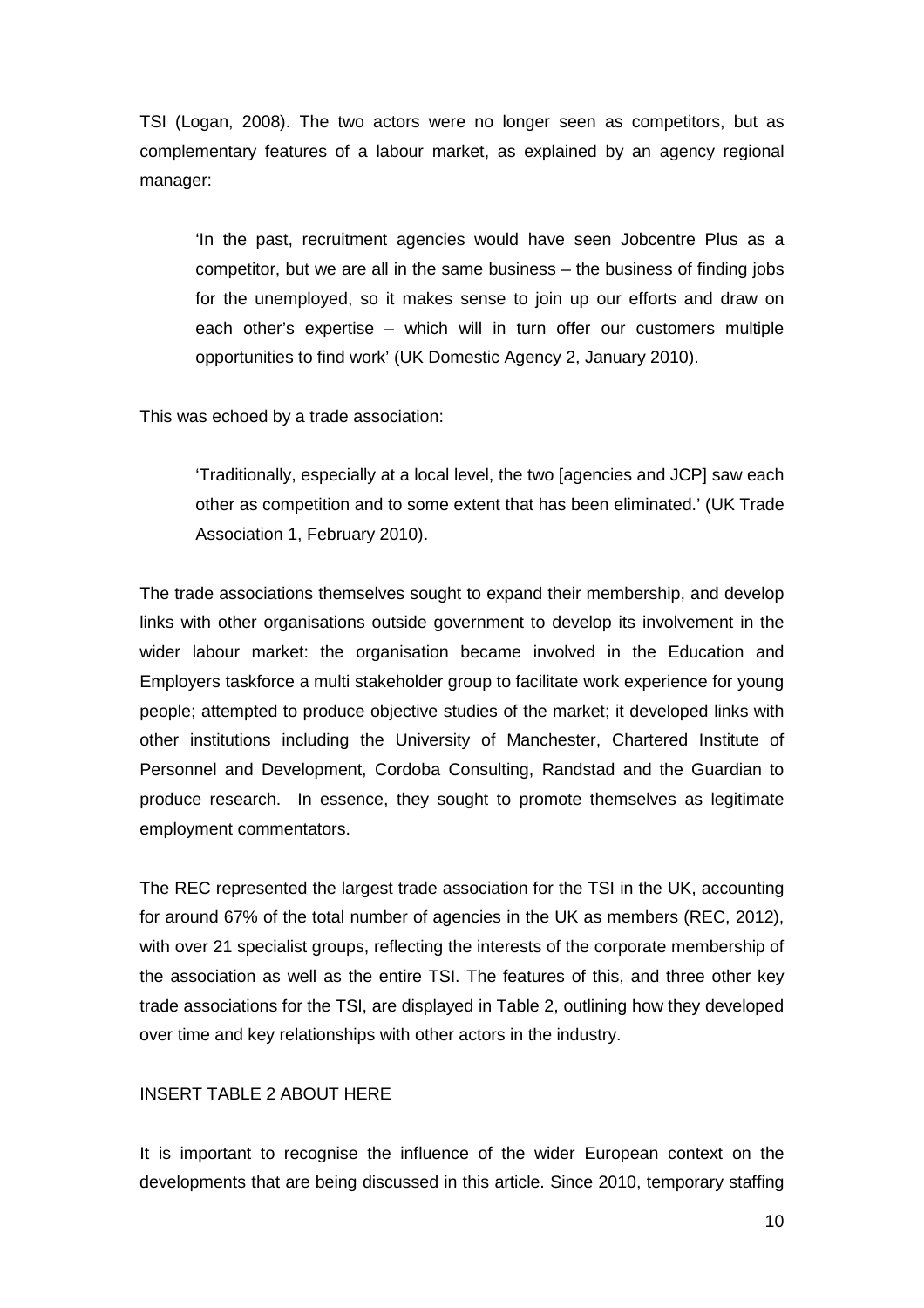TSI (Logan, 2008). The two actors were no longer seen as competitors, but as complementary features of a labour market, as explained by an agency regional manager:

> 'In the past, recruitment agencies would have seen Jobcentre Plus as a competitor, but we are all in the same business – the business of finding jobs for the unemployed, so it makes sense to join up our efforts and draw on each other's expertise – which will in turn offer our customers multiple opportunities to find work' (UK Domestic Agency 2, January 2010).

This was echoed by a trade association:

> 'Traditionally, especially at a local level, the two [agencies and JCP] saw each other as competition and to some extent that has been eliminated.' (UK Trade Association 1, February 2010).

The trade associations themselves sought to expand their membership, and develop links with other organisations outside government to develop its involvement in the wider labour market: the organisation became involved in the Education and Employers taskforce a multi stakeholder group to facilitate work experience for young people; attempted to produce objective studies of the market; it developed links with other institutions including the University of Manchester, Chartered Institute of Personnel and Development, Cordoba Consulting, Randstad and the Guardian to produce research. In essence, they sought to promote themselves as legitimate employment commentators.

The REC represented the largest trade association for the TSI in the UK, accounting for around 67% of the total number of agencies in the UK as members (REC, 2012), with over 21 specialist groups, reflecting the interests of the corporate membership of the association as well as the entire TSI. The features of this, and three other key trade associations for the TSI, are displayed in Table 2, outlining how they developed over time and key relationships with other actors in the industry.

INSERT TABLE 2 ABOUT HERE

It is important to recognise the influence of the wider European context on the developments that are being discussed in this article. Since 2010, temporary staffing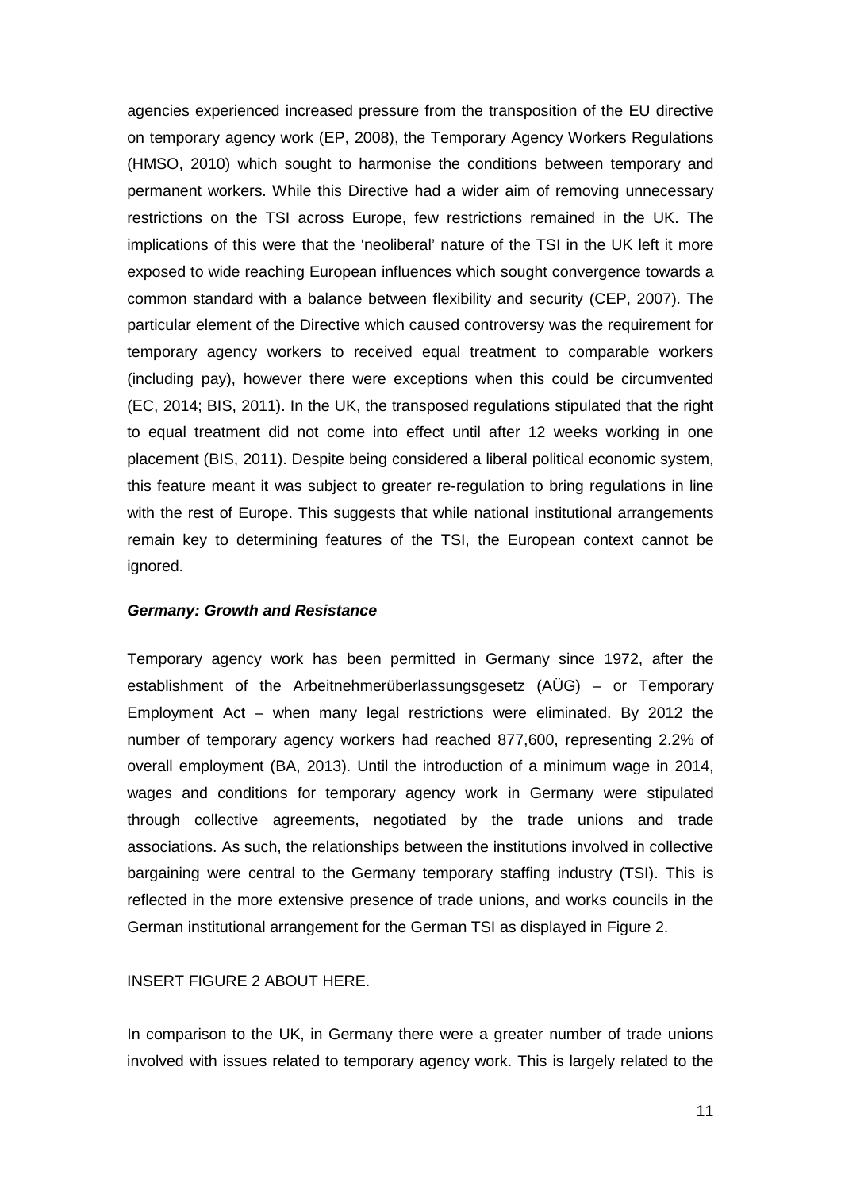agencies experienced increased pressure from the transposition of the EU directive on temporary agency work (EP, 2008), the Temporary Agency Workers Regulations (HMSO, 2010) which sought to harmonise the conditions between temporary and permanent workers. While this Directive had a wider aim of removing unnecessary restrictions on the TSI across Europe, few restrictions remained in the UK. The implications of this were that the 'neoliberal' nature of the TSI in the UK left it more exposed to wide reaching European influences which sought convergence towards a common standard with a balance between flexibility and security (CEP, 2007). The particular element of the Directive which caused controversy was the requirement for temporary agency workers to received equal treatment to comparable workers (including pay), however there were exceptions when this could be circumvented (EC, 2014; BIS, 2011). In the UK, the transposed regulations stipulated that the right to equal treatment did not come into effect until after 12 weeks working in one placement (BIS, 2011). Despite being considered a liberal political economic system, this feature meant it was subject to greater re-regulation to bring regulations in line with the rest of Europe. This suggests that while national institutional arrangements remain key to determining features of the TSI, the European context cannot be ignored.

***Germany: Growth and Resistance***

Temporary agency work has been permitted in Germany since 1972, after the establishment of the Arbeitnehmerüberlassungsgesetz (AÜG) – or Temporary Employment Act – when many legal restrictions were eliminated. By 2012 the number of temporary agency workers had reached 877,600, representing 2.2% of overall employment (BA, 2013). Until the introduction of a minimum wage in 2014, wages and conditions for temporary agency work in Germany were stipulated through collective agreements, negotiated by the trade unions and trade associations. As such, the relationships between the institutions involved in collective bargaining were central to the Germany temporary staffing industry (TSI). This is reflected in the more extensive presence of trade unions, and works councils in the German institutional arrangement for the German TSI as displayed in Figure 2.

INSERT FIGURE 2 ABOUT HERE.

In comparison to the UK, in Germany there were a greater number of trade unions involved with issues related to temporary agency work. This is largely related to the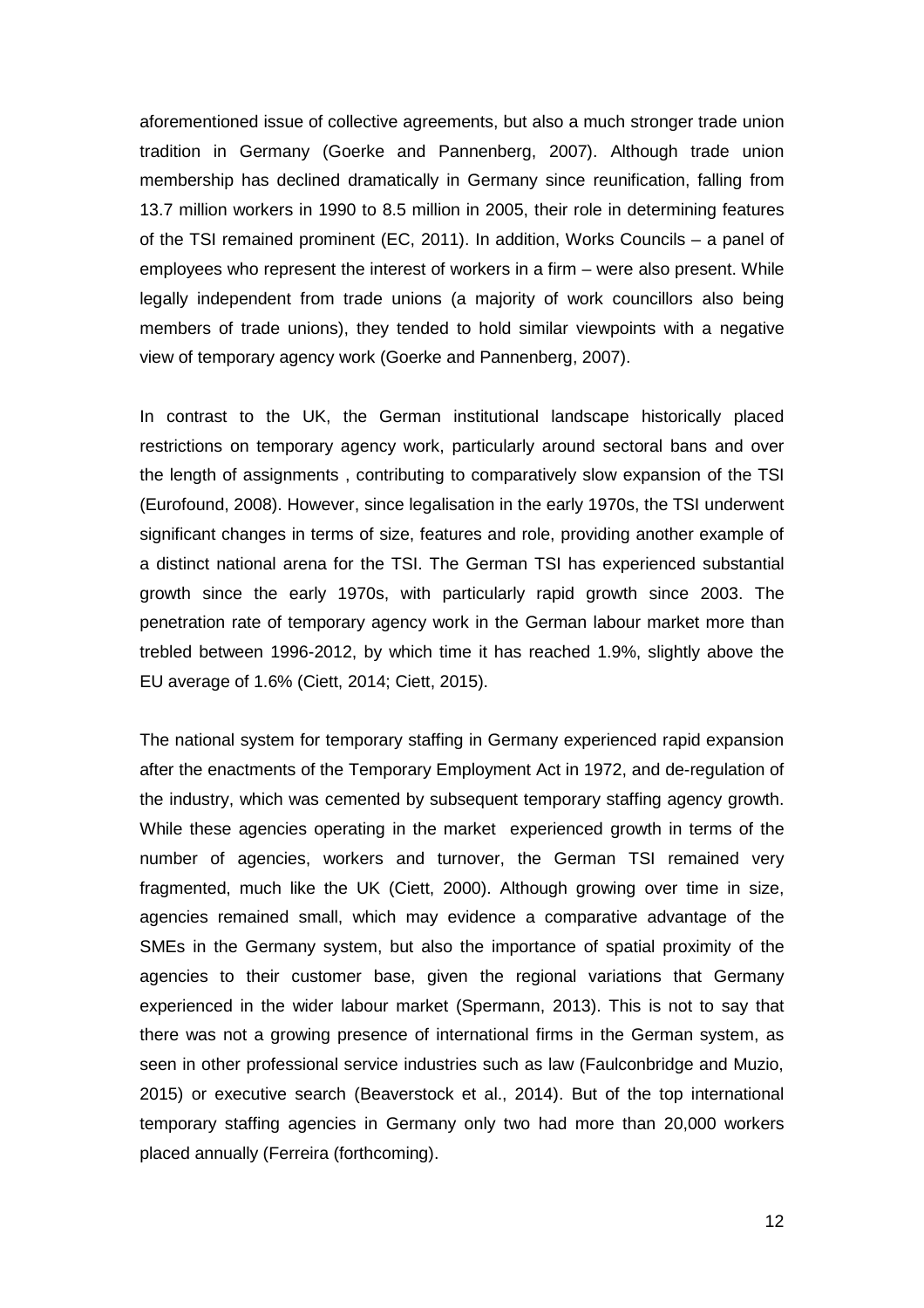aforementioned issue of collective agreements, but also a much stronger trade union tradition in Germany (Goerke and Pannenberg, 2007). Although trade union membership has declined dramatically in Germany since reunification, falling from 13.7 million workers in 1990 to 8.5 million in 2005, their role in determining features of the TSI remained prominent (EC, 2011). In addition, Works Councils – a panel of employees who represent the interest of workers in a firm – were also present. While legally independent from trade unions (a majority of work councillors also being members of trade unions), they tended to hold similar viewpoints with a negative view of temporary agency work (Goerke and Pannenberg, 2007).

In contrast to the UK, the German institutional landscape historically placed restrictions on temporary agency work, particularly around sectoral bans and over the length of assignments , contributing to comparatively slow expansion of the TSI (Eurofound, 2008). However, since legalisation in the early 1970s, the TSI underwent significant changes in terms of size, features and role, providing another example of a distinct national arena for the TSI. The German TSI has experienced substantial growth since the early 1970s, with particularly rapid growth since 2003. The penetration rate of temporary agency work in the German labour market more than trebled between 1996-2012, by which time it has reached 1.9%, slightly above the EU average of 1.6% (Ciett, 2014; Ciett, 2015).

The national system for temporary staffing in Germany experienced rapid expansion after the enactments of the Temporary Employment Act in 1972, and de-regulation of the industry, which was cemented by subsequent temporary staffing agency growth. While these agencies operating in the market experienced growth in terms of the number of agencies, workers and turnover, the German TSI remained very fragmented, much like the UK (Ciett, 2000). Although growing over time in size, agencies remained small, which may evidence a comparative advantage of the SMEs in the Germany system, but also the importance of spatial proximity of the agencies to their customer base, given the regional variations that Germany experienced in the wider labour market (Spermann, 2013). This is not to say that there was not a growing presence of international firms in the German system, as seen in other professional service industries such as law (Faulconbridge and Muzio, 2015) or executive search (Beaverstock et al., 2014). But of the top international temporary staffing agencies in Germany only two had more than 20,000 workers placed annually (Ferreira (forthcoming).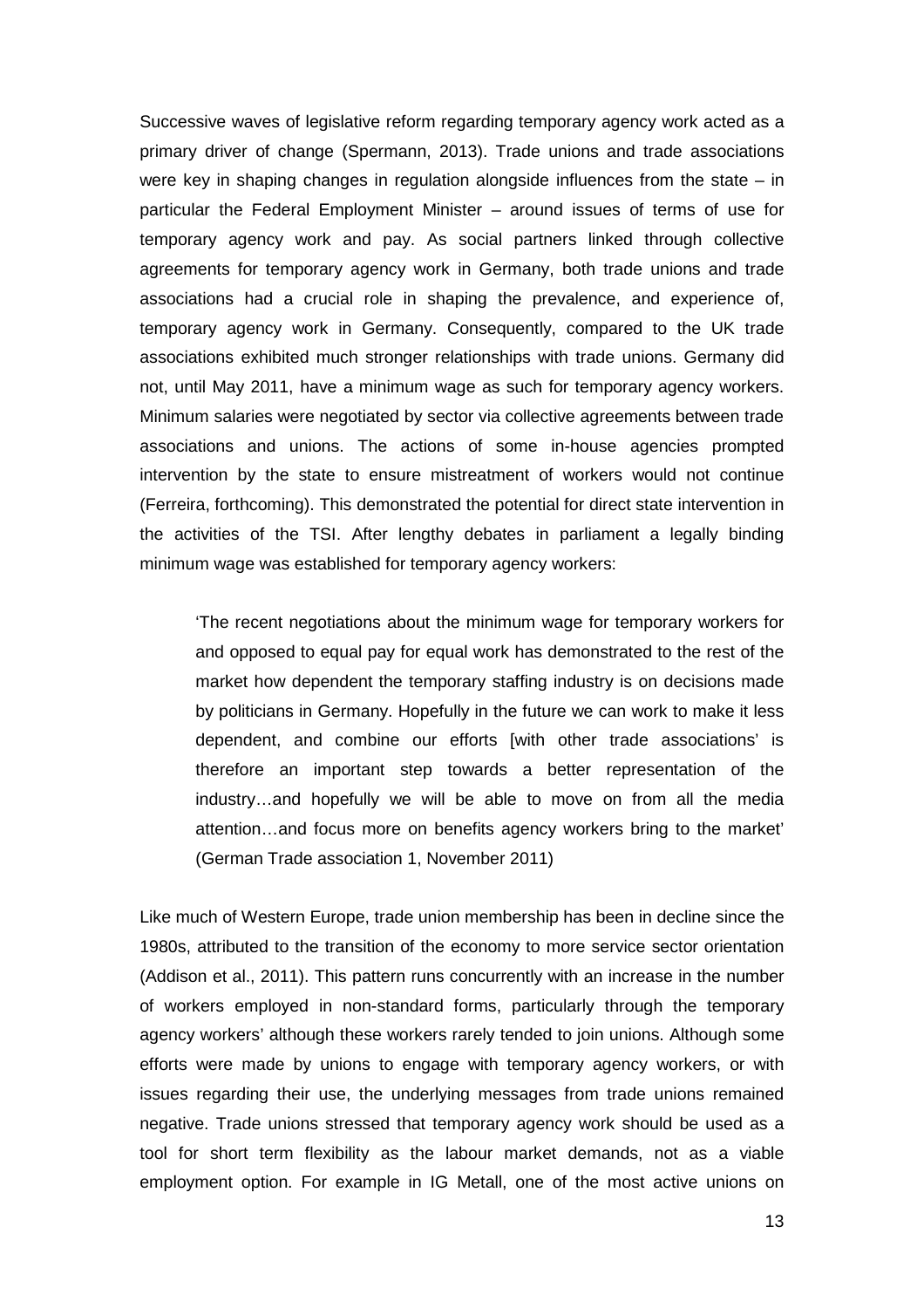Successive waves of legislative reform regarding temporary agency work acted as a primary driver of change (Spermann, 2013). Trade unions and trade associations were key in shaping changes in regulation alongside influences from the state – in particular the Federal Employment Minister – around issues of terms of use for temporary agency work and pay. As social partners linked through collective agreements for temporary agency work in Germany, both trade unions and trade associations had a crucial role in shaping the prevalence, and experience of, temporary agency work in Germany. Consequently, compared to the UK trade associations exhibited much stronger relationships with trade unions. Germany did not, until May 2011, have a minimum wage as such for temporary agency workers. Minimum salaries were negotiated by sector via collective agreements between trade associations and unions. The actions of some in-house agencies prompted intervention by the state to ensure mistreatment of workers would not continue (Ferreira, forthcoming). This demonstrated the potential for direct state intervention in the activities of the TSI. After lengthy debates in parliament a legally binding minimum wage was established for temporary agency workers:

> 'The recent negotiations about the minimum wage for temporary workers for and opposed to equal pay for equal work has demonstrated to the rest of the market how dependent the temporary staffing industry is on decisions made by politicians in Germany. Hopefully in the future we can work to make it less dependent, and combine our efforts [with other trade associations' is therefore an important step towards a better representation of the industry…and hopefully we will be able to move on from all the media attention…and focus more on benefits agency workers bring to the market' (German Trade association 1, November 2011)

Like much of Western Europe, trade union membership has been in decline since the 1980s, attributed to the transition of the economy to more service sector orientation (Addison et al., 2011). This pattern runs concurrently with an increase in the number of workers employed in non-standard forms, particularly through the temporary agency workers' although these workers rarely tended to join unions. Although some efforts were made by unions to engage with temporary agency workers, or with issues regarding their use, the underlying messages from trade unions remained negative. Trade unions stressed that temporary agency work should be used as a tool for short term flexibility as the labour market demands, not as a viable employment option. For example in IG Metall, one of the most active unions on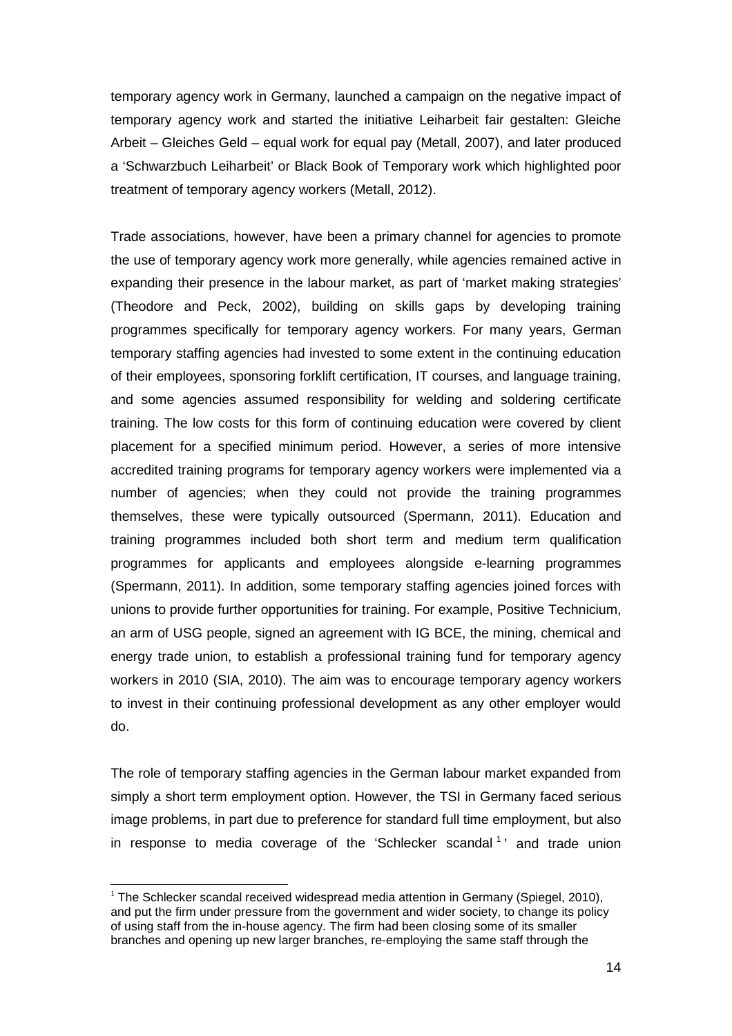temporary agency work in Germany, launched a campaign on the negative impact of temporary agency work and started the initiative Leiharbeit fair gestalten: Gleiche Arbeit – Gleiches Geld – equal work for equal pay (Metall, 2007), and later produced a 'Schwarzbuch Leiharbeit' or Black Book of Temporary work which highlighted poor treatment of temporary agency workers (Metall, 2012).

Trade associations, however, have been a primary channel for agencies to promote the use of temporary agency work more generally, while agencies remained active in expanding their presence in the labour market, as part of 'market making strategies' (Theodore and Peck, 2002), building on skills gaps by developing training programmes specifically for temporary agency workers. For many years, German temporary staffing agencies had invested to some extent in the continuing education of their employees, sponsoring forklift certification, IT courses, and language training, and some agencies assumed responsibility for welding and soldering certificate training. The low costs for this form of continuing education were covered by client placement for a specified minimum period. However, a series of more intensive accredited training programs for temporary agency workers were implemented via a number of agencies; when they could not provide the training programmes themselves, these were typically outsourced (Spermann, 2011). Education and training programmes included both short term and medium term qualification programmes for applicants and employees alongside e-learning programmes (Spermann, 2011). In addition, some temporary staffing agencies joined forces with unions to provide further opportunities for training. For example, Positive Technicium, an arm of USG people, signed an agreement with IG BCE, the mining, chemical and energy trade union, to establish a professional training fund for temporary agency workers in 2010 (SIA, 2010). The aim was to encourage temporary agency workers to invest in their continuing professional development as any other employer would do.

The role of temporary staffing agencies in the German labour market expanded from simply a short term employment option. However, the TSI in Germany faced serious image problems, in part due to preference for standard full time employment, but also in response to media coverage of the 'Schlecker scandal[1]' and trade union

[1] The Schlecker scandal received widespread media attention in Germany (Spiegel, 2010), and put the firm under pressure from the government and wider society, to change its policy of using staff from the in-house agency. The firm had been closing some of its smaller branches and opening up new larger branches, re-employing the same staff through the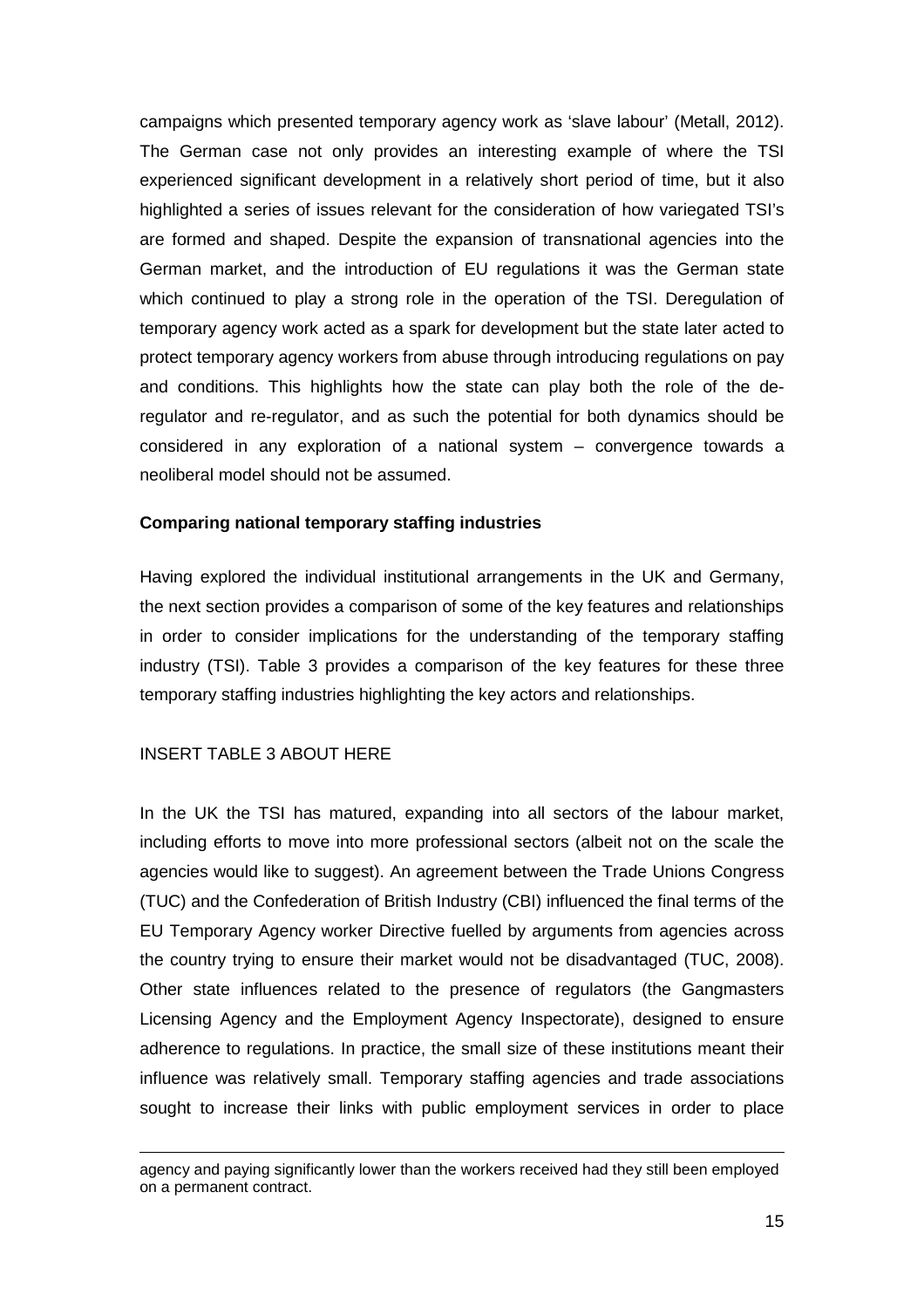campaigns which presented temporary agency work as 'slave labour' (Metall, 2012). The German case not only provides an interesting example of where the TSI experienced significant development in a relatively short period of time, but it also highlighted a series of issues relevant for the consideration of how variegated TSI's are formed and shaped. Despite the expansion of transnational agencies into the German market, and the introduction of EU regulations it was the German state which continued to play a strong role in the operation of the TSI. Deregulation of temporary agency work acted as a spark for development but the state later acted to protect temporary agency workers from abuse through introducing regulations on pay and conditions. This highlights how the state can play both the role of the de-regulator and re-regulator, and as such the potential for both dynamics should be considered in any exploration of a national system – convergence towards a neoliberal model should not be assumed.

**Comparing national temporary staffing industries**

Having explored the individual institutional arrangements in the UK and Germany, the next section provides a comparison of some of the key features and relationships in order to consider implications for the understanding of the temporary staffing industry (TSI). Table 3 provides a comparison of the key features for these three temporary staffing industries highlighting the key actors and relationships.

INSERT TABLE 3 ABOUT HERE

In the UK the TSI has matured, expanding into all sectors of the labour market, including efforts to move into more professional sectors (albeit not on the scale the agencies would like to suggest). An agreement between the Trade Unions Congress (TUC) and the Confederation of British Industry (CBI) influenced the final terms of the EU Temporary Agency worker Directive fuelled by arguments from agencies across the country trying to ensure their market would not be disadvantaged (TUC, 2008). Other state influences related to the presence of regulators (the Gangmasters Licensing Agency and the Employment Agency Inspectorate), designed to ensure adherence to regulations. In practice, the small size of these institutions meant their influence was relatively small. Temporary staffing agencies and trade associations sought to increase their links with public employment services in order to place

agency and paying significantly lower than the workers received had they still been employed on a permanent contract.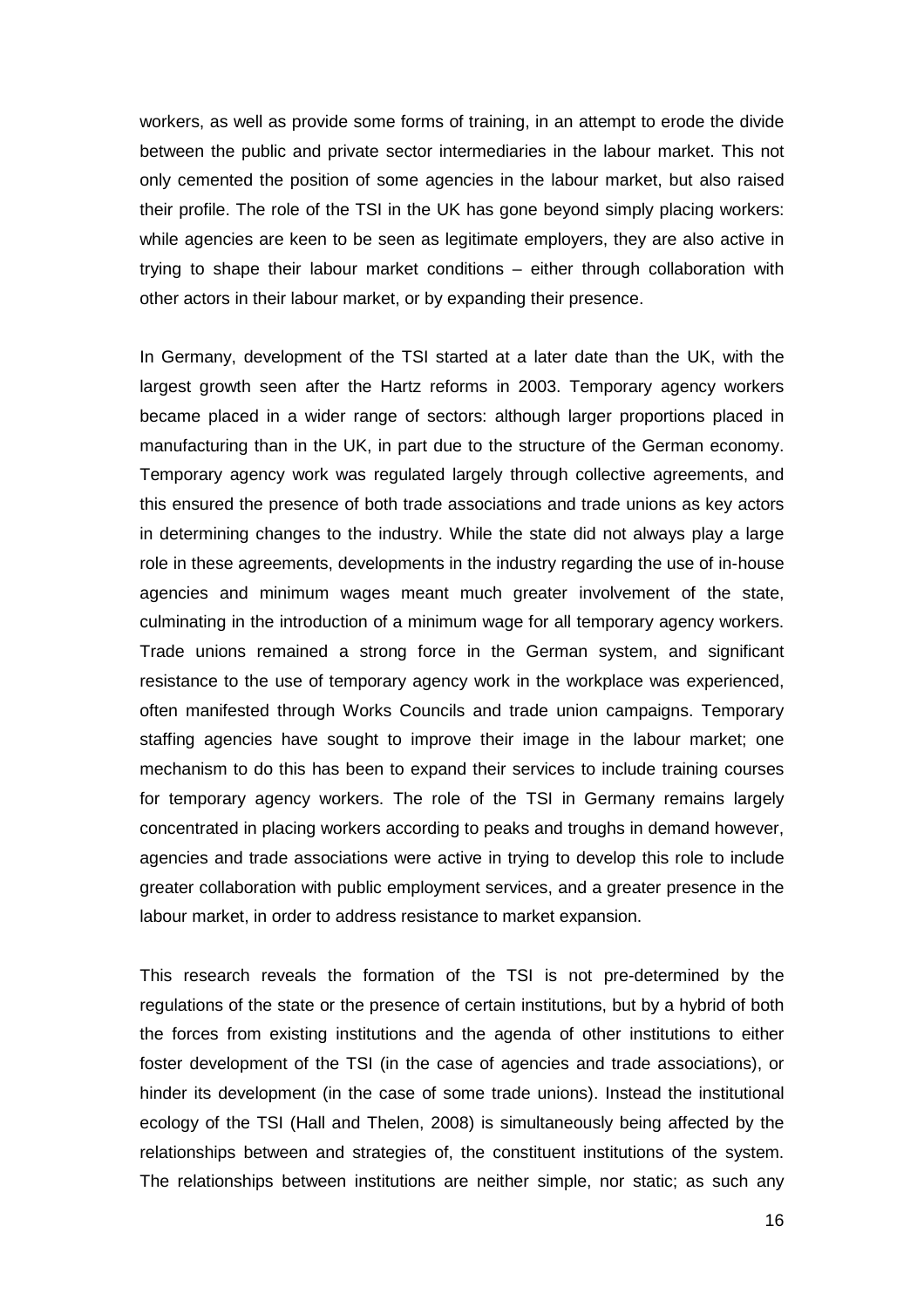workers, as well as provide some forms of training, in an attempt to erode the divide between the public and private sector intermediaries in the labour market. This not only cemented the position of some agencies in the labour market, but also raised their profile. The role of the TSI in the UK has gone beyond simply placing workers: while agencies are keen to be seen as legitimate employers, they are also active in trying to shape their labour market conditions – either through collaboration with other actors in their labour market, or by expanding their presence.

In Germany, development of the TSI started at a later date than the UK, with the largest growth seen after the Hartz reforms in 2003. Temporary agency workers became placed in a wider range of sectors: although larger proportions placed in manufacturing than in the UK, in part due to the structure of the German economy. Temporary agency work was regulated largely through collective agreements, and this ensured the presence of both trade associations and trade unions as key actors in determining changes to the industry. While the state did not always play a large role in these agreements, developments in the industry regarding the use of in-house agencies and minimum wages meant much greater involvement of the state, culminating in the introduction of a minimum wage for all temporary agency workers. Trade unions remained a strong force in the German system, and significant resistance to the use of temporary agency work in the workplace was experienced, often manifested through Works Councils and trade union campaigns. Temporary staffing agencies have sought to improve their image in the labour market; one mechanism to do this has been to expand their services to include training courses for temporary agency workers. The role of the TSI in Germany remains largely concentrated in placing workers according to peaks and troughs in demand however, agencies and trade associations were active in trying to develop this role to include greater collaboration with public employment services, and a greater presence in the labour market, in order to address resistance to market expansion.

This research reveals the formation of the TSI is not pre-determined by the regulations of the state or the presence of certain institutions, but by a hybrid of both the forces from existing institutions and the agenda of other institutions to either foster development of the TSI (in the case of agencies and trade associations), or hinder its development (in the case of some trade unions). Instead the institutional ecology of the TSI (Hall and Thelen, 2008) is simultaneously being affected by the relationships between and strategies of, the constituent institutions of the system. The relationships between institutions are neither simple, nor static; as such any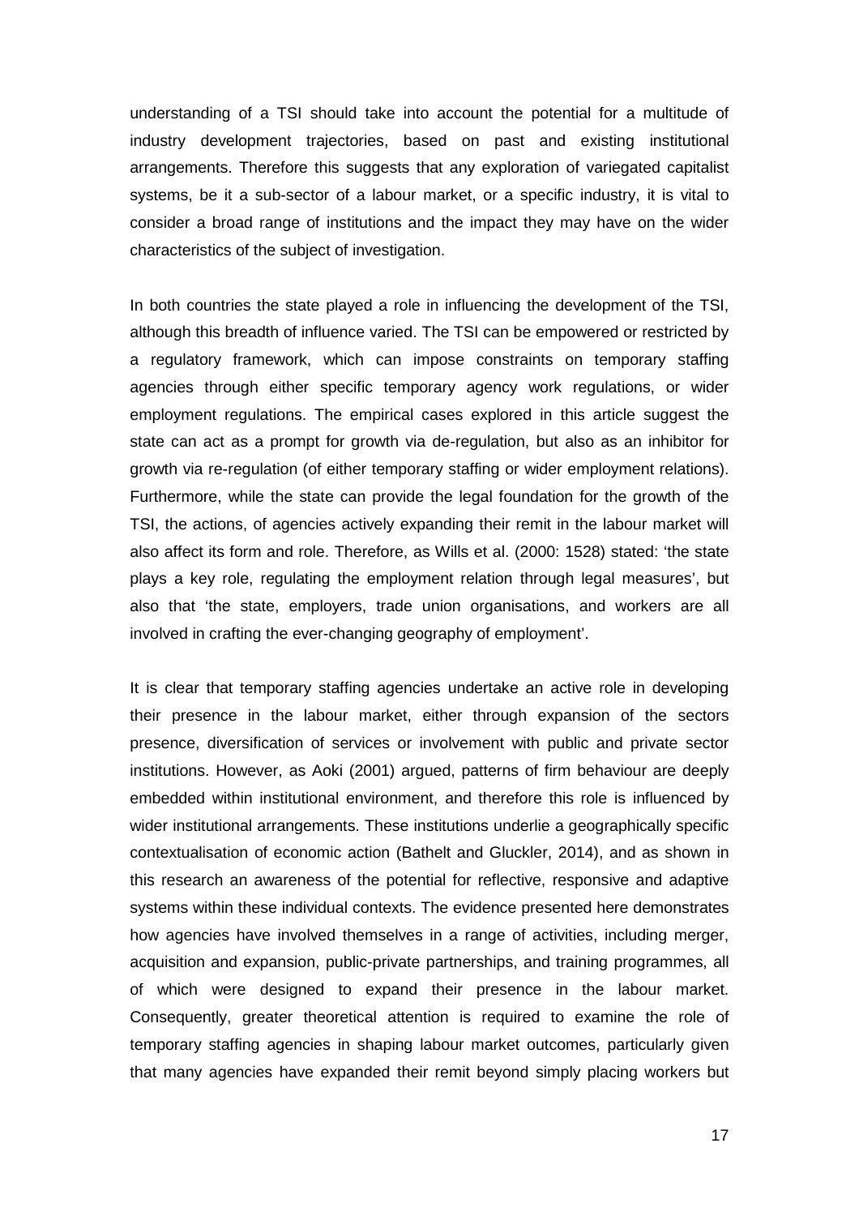understanding of a TSI should take into account the potential for a multitude of industry development trajectories, based on past and existing institutional arrangements. Therefore this suggests that any exploration of variegated capitalist systems, be it a sub-sector of a labour market, or a specific industry, it is vital to consider a broad range of institutions and the impact they may have on the wider characteristics of the subject of investigation.

In both countries the state played a role in influencing the development of the TSI, although this breadth of influence varied. The TSI can be empowered or restricted by a regulatory framework, which can impose constraints on temporary staffing agencies through either specific temporary agency work regulations, or wider employment regulations. The empirical cases explored in this article suggest the state can act as a prompt for growth via de-regulation, but also as an inhibitor for growth via re-regulation (of either temporary staffing or wider employment relations). Furthermore, while the state can provide the legal foundation for the growth of the TSI, the actions, of agencies actively expanding their remit in the labour market will also affect its form and role. Therefore, as Wills et al. (2000: 1528) stated: 'the state plays a key role, regulating the employment relation through legal measures', but also that 'the state, employers, trade union organisations, and workers are all involved in crafting the ever-changing geography of employment'.

It is clear that temporary staffing agencies undertake an active role in developing their presence in the labour market, either through expansion of the sectors presence, diversification of services or involvement with public and private sector institutions. However, as Aoki (2001) argued, patterns of firm behaviour are deeply embedded within institutional environment, and therefore this role is influenced by wider institutional arrangements. These institutions underlie a geographically specific contextualisation of economic action (Bathelt and Gluckler, 2014), and as shown in this research an awareness of the potential for reflective, responsive and adaptive systems within these individual contexts. The evidence presented here demonstrates how agencies have involved themselves in a range of activities, including merger, acquisition and expansion, public-private partnerships, and training programmes, all of which were designed to expand their presence in the labour market. Consequently, greater theoretical attention is required to examine the role of temporary staffing agencies in shaping labour market outcomes, particularly given that many agencies have expanded their remit beyond simply placing workers but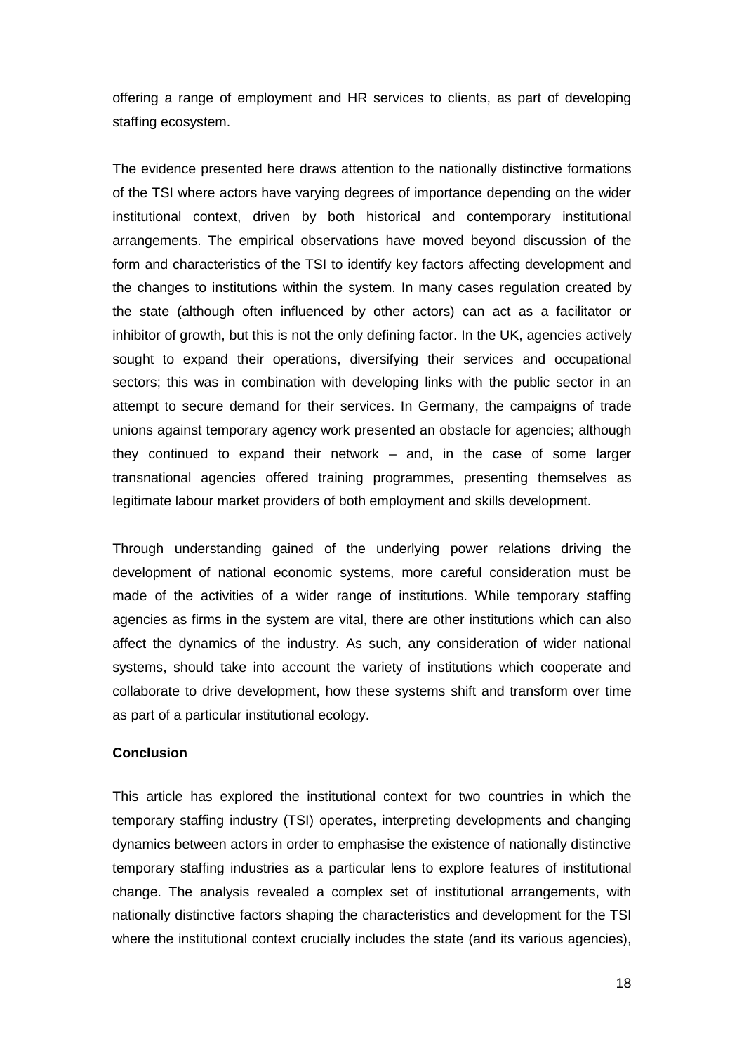offering a range of employment and HR services to clients, as part of developing staffing ecosystem.

The evidence presented here draws attention to the nationally distinctive formations of the TSI where actors have varying degrees of importance depending on the wider institutional context, driven by both historical and contemporary institutional arrangements. The empirical observations have moved beyond discussion of the form and characteristics of the TSI to identify key factors affecting development and the changes to institutions within the system. In many cases regulation created by the state (although often influenced by other actors) can act as a facilitator or inhibitor of growth, but this is not the only defining factor. In the UK, agencies actively sought to expand their operations, diversifying their services and occupational sectors; this was in combination with developing links with the public sector in an attempt to secure demand for their services. In Germany, the campaigns of trade unions against temporary agency work presented an obstacle for agencies; although they continued to expand their network – and, in the case of some larger transnational agencies offered training programmes, presenting themselves as legitimate labour market providers of both employment and skills development.

Through understanding gained of the underlying power relations driving the development of national economic systems, more careful consideration must be made of the activities of a wider range of institutions. While temporary staffing agencies as firms in the system are vital, there are other institutions which can also affect the dynamics of the industry. As such, any consideration of wider national systems, should take into account the variety of institutions which cooperate and collaborate to drive development, how these systems shift and transform over time as part of a particular institutional ecology.

**Conclusion**

This article has explored the institutional context for two countries in which the temporary staffing industry (TSI) operates, interpreting developments and changing dynamics between actors in order to emphasise the existence of nationally distinctive temporary staffing industries as a particular lens to explore features of institutional change. The analysis revealed a complex set of institutional arrangements, with nationally distinctive factors shaping the characteristics and development for the TSI where the institutional context crucially includes the state (and its various agencies),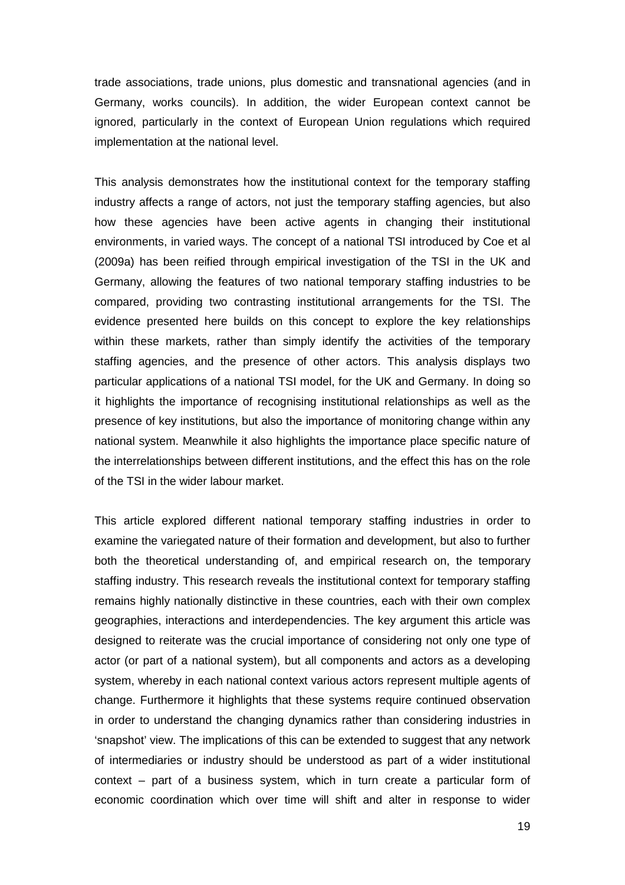trade associations, trade unions, plus domestic and transnational agencies (and in Germany, works councils). In addition, the wider European context cannot be ignored, particularly in the context of European Union regulations which required implementation at the national level.

This analysis demonstrates how the institutional context for the temporary staffing industry affects a range of actors, not just the temporary staffing agencies, but also how these agencies have been active agents in changing their institutional environments, in varied ways. The concept of a national TSI introduced by Coe et al (2009a) has been reified through empirical investigation of the TSI in the UK and Germany, allowing the features of two national temporary staffing industries to be compared, providing two contrasting institutional arrangements for the TSI. The evidence presented here builds on this concept to explore the key relationships within these markets, rather than simply identify the activities of the temporary staffing agencies, and the presence of other actors. This analysis displays two particular applications of a national TSI model, for the UK and Germany. In doing so it highlights the importance of recognising institutional relationships as well as the presence of key institutions, but also the importance of monitoring change within any national system. Meanwhile it also highlights the importance place specific nature of the interrelationships between different institutions, and the effect this has on the role of the TSI in the wider labour market.

This article explored different national temporary staffing industries in order to examine the variegated nature of their formation and development, but also to further both the theoretical understanding of, and empirical research on, the temporary staffing industry. This research reveals the institutional context for temporary staffing remains highly nationally distinctive in these countries, each with their own complex geographies, interactions and interdependencies. The key argument this article was designed to reiterate was the crucial importance of considering not only one type of actor (or part of a national system), but all components and actors as a developing system, whereby in each national context various actors represent multiple agents of change. Furthermore it highlights that these systems require continued observation in order to understand the changing dynamics rather than considering industries in 'snapshot' view. The implications of this can be extended to suggest that any network of intermediaries or industry should be understood as part of a wider institutional context – part of a business system, which in turn create a particular form of economic coordination which over time will shift and alter in response to wider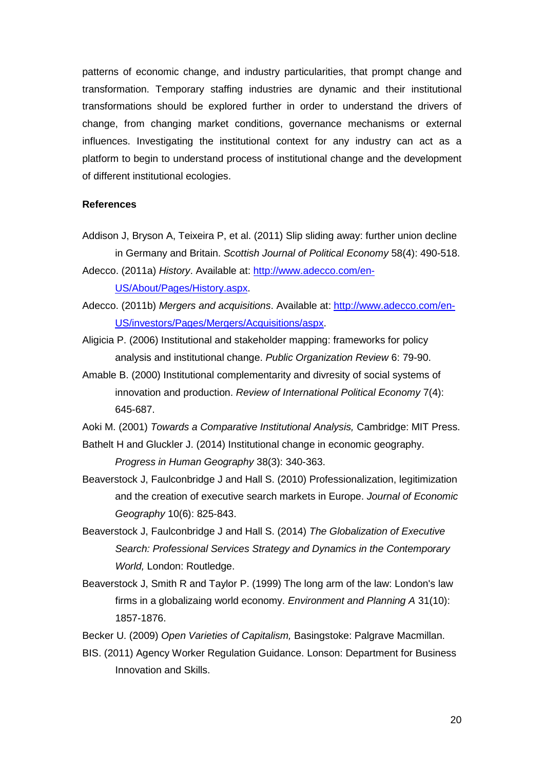patterns of economic change, and industry particularities, that prompt change and transformation. Temporary staffing industries are dynamic and their institutional transformations should be explored further in order to understand the drivers of change, from changing market conditions, governance mechanisms or external influences. Investigating the institutional context for any industry can act as a platform to begin to understand process of institutional change and the development of different institutional ecologies.

**References**

Addison J, Bryson A, Teixeira P, et al. (2011) Slip sliding away: further union decline in Germany and Britain. *Scottish Journal of Political Economy* 58(4): 490-518.

Adecco. (2011a) *History*. Available at: [http://www.adecco.com/en-US/About/Pages/History.aspx](http://www.adecco.com/en-US/About/Pages/History.aspx).

Adecco. (2011b) *Mergers and acquisitions*. Available at: [http://www.adecco.com/en-US/investors/Pages/Mergers/Acquisitions/aspx](http://www.adecco.com/en-US/investors/Pages/Mergers/Acquisitions/aspx).

Aligicia P. (2006) Institutional and stakeholder mapping: frameworks for policy analysis and institutional change. *Public Organization Review* 6: 79-90.

Amable B. (2000) Institutional complementarity and divresity of social systems of innovation and production. *Review of International Political Economy* 7(4): 645-687.

Aoki M. (2001) *Towards a Comparative Institutional Analysis,* Cambridge: MIT Press.

Bathelt H and Gluckler J. (2014) Institutional change in economic geography. *Progress in Human Geography* 38(3): 340-363.

Beaverstock J, Faulconbridge J and Hall S. (2010) Professionalization, legitimization and the creation of executive search markets in Europe. *Journal of Economic Geography* 10(6): 825-843.

Beaverstock J, Faulconbridge J and Hall S. (2014) *The Globalization of Executive Search: Professional Services Strategy and Dynamics in the Contemporary World,* London: Routledge.

Beaverstock J, Smith R and Taylor P. (1999) The long arm of the law: London's law firms in a globalizaing world economy. *Environment and Planning A* 31(10): 1857-1876.

Becker U. (2009) *Open Varieties of Capitalism,* Basingstoke: Palgrave Macmillan.

BIS. (2011) Agency Worker Regulation Guidance. Lonson: Department for Business Innovation and Skills.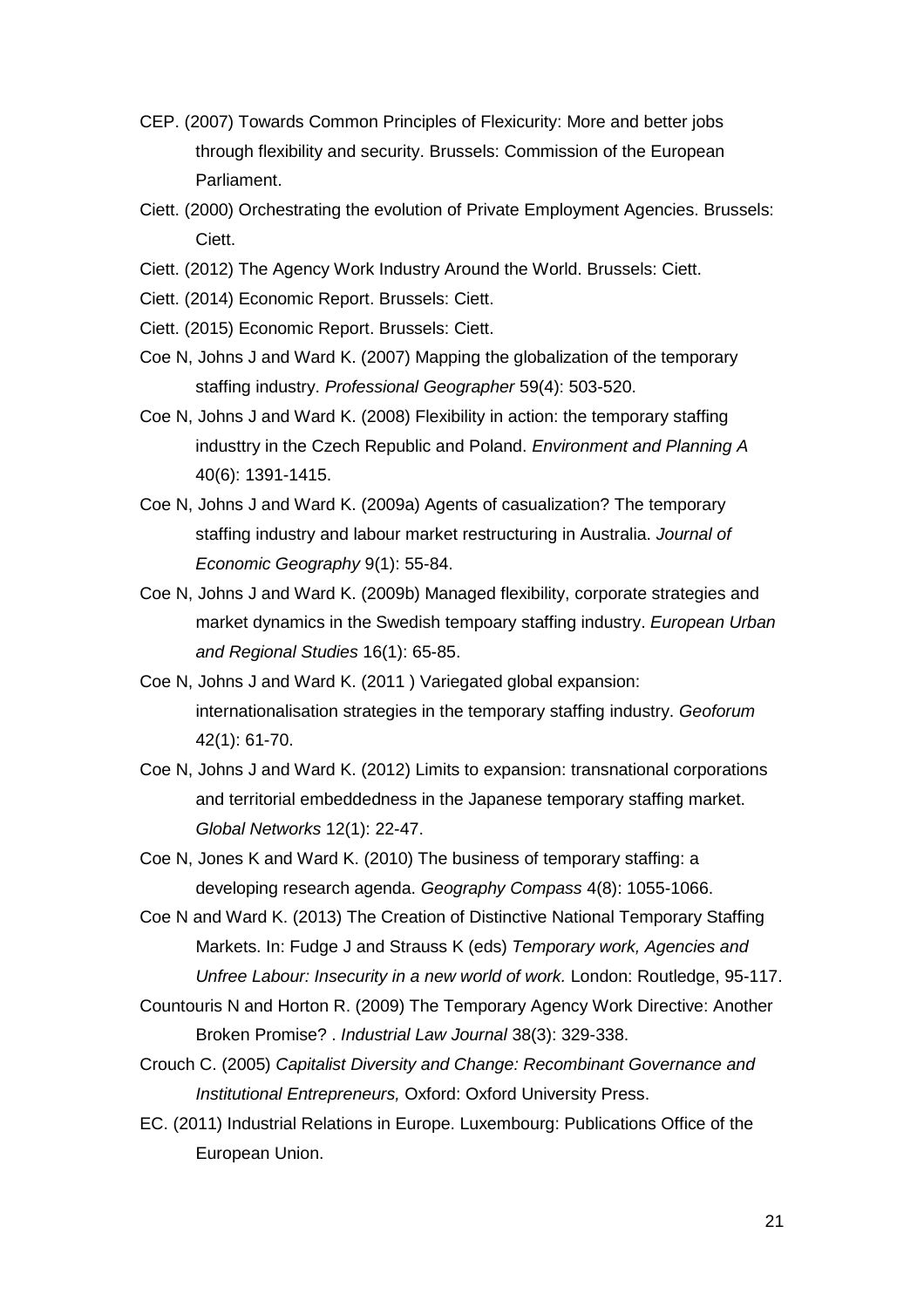CEP. (2007) Towards Common Principles of Flexicurity: More and better jobs through flexibility and security. Brussels: Commission of the European Parliament.

Ciett. (2000) Orchestrating the evolution of Private Employment Agencies. Brussels: Ciett.

Ciett. (2012) The Agency Work Industry Around the World. Brussels: Ciett.

Ciett. (2014) Economic Report. Brussels: Ciett.

Ciett. (2015) Economic Report. Brussels: Ciett.

Coe N, Johns J and Ward K. (2007) Mapping the globalization of the temporary staffing industry. *Professional Geographer* 59(4): 503-520.

Coe N, Johns J and Ward K. (2008) Flexibility in action: the temporary staffing industtry in the Czech Republic and Poland. *Environment and Planning A* 40(6): 1391-1415.

Coe N, Johns J and Ward K. (2009a) Agents of casualization? The temporary staffing industry and labour market restructuring in Australia. *Journal of Economic Geography* 9(1): 55-84.

Coe N, Johns J and Ward K. (2009b) Managed flexibility, corporate strategies and market dynamics in the Swedish tempoary staffing industry. *European Urban and Regional Studies* 16(1): 65-85.

Coe N, Johns J and Ward K. (2011 ) Variegated global expansion: internationalisation strategies in the temporary staffing industry. *Geoforum* 42(1): 61-70.

Coe N, Johns J and Ward K. (2012) Limits to expansion: transnational corporations and territorial embeddedness in the Japanese temporary staffing market. *Global Networks* 12(1): 22-47.

Coe N, Jones K and Ward K. (2010) The business of temporary staffing: a developing research agenda. *Geography Compass* 4(8): 1055-1066.

Coe N and Ward K. (2013) The Creation of Distinctive National Temporary Staffing Markets. In: Fudge J and Strauss K (eds) *Temporary work, Agencies and Unfree Labour: Insecurity in a new world of work.* London: Routledge, 95-117.

Countouris N and Horton R. (2009) The Temporary Agency Work Directive: Another Broken Promise? . *Industrial Law Journal* 38(3): 329-338.

Crouch C. (2005) *Capitalist Diversity and Change: Recombinant Governance and Institutional Entrepreneurs,* Oxford: Oxford University Press.

EC. (2011) Industrial Relations in Europe. Luxembourg: Publications Office of the European Union.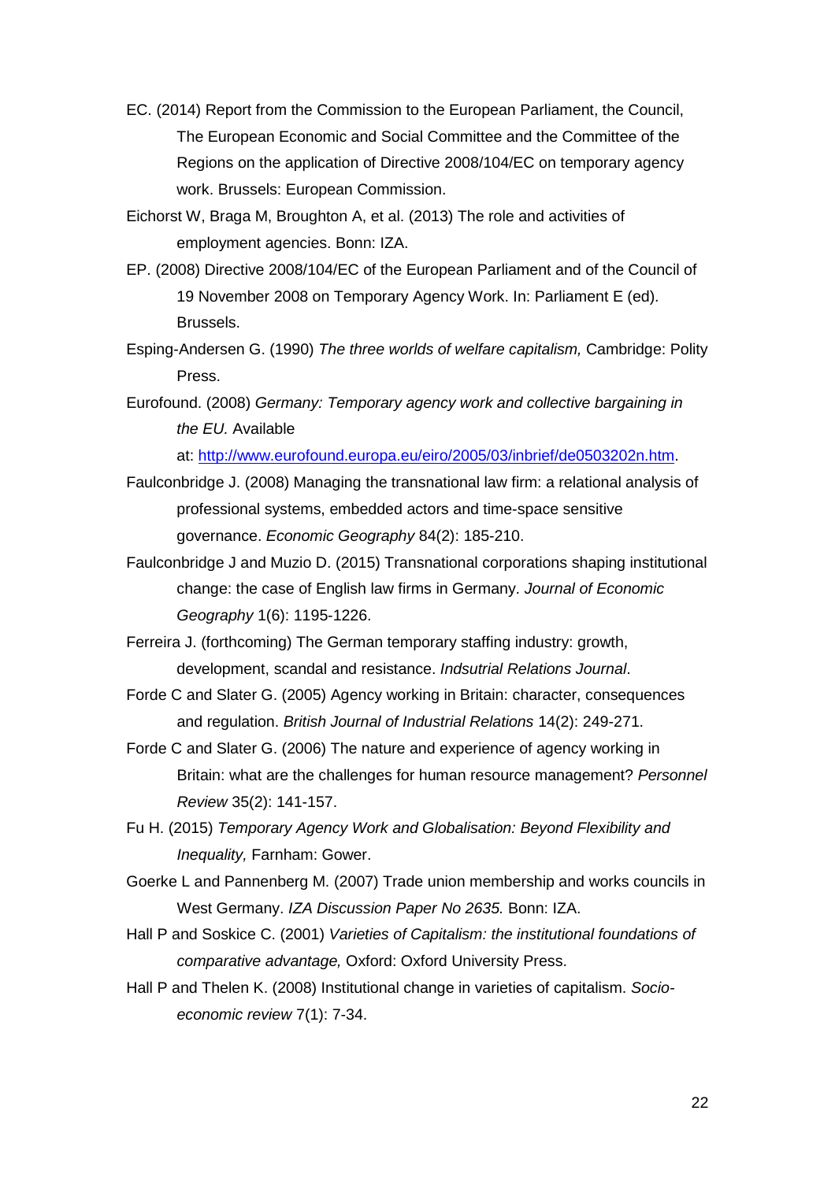EC. (2014) Report from the Commission to the European Parliament, the Council, The European Economic and Social Committee and the Committee of the Regions on the application of Directive 2008/104/EC on temporary agency work. Brussels: European Commission.

Eichorst W, Braga M, Broughton A, et al. (2013) The role and activities of employment agencies. Bonn: IZA.

EP. (2008) Directive 2008/104/EC of the European Parliament and of the Council of 19 November 2008 on Temporary Agency Work. In: Parliament E (ed). Brussels.

Esping-Andersen G. (1990) *The three worlds of welfare capitalism,* Cambridge: Polity Press.

Eurofound. (2008) *Germany: Temporary agency work and collective bargaining in the EU.* Available at: http://www.eurofound.europa.eu/eiro/2005/03/inbrief/de0503202n.htm.

Faulconbridge J. (2008) Managing the transnational law firm: a relational analysis of professional systems, embedded actors and time-space sensitive governance. *Economic Geography* 84(2): 185-210.

Faulconbridge J and Muzio D. (2015) Transnational corporations shaping institutional change: the case of English law firms in Germany. *Journal of Economic Geography* 1(6): 1195-1226.

Ferreira J. (forthcoming) The German temporary staffing industry: growth, development, scandal and resistance. *Indsutrial Relations Journal*.

Forde C and Slater G. (2005) Agency working in Britain: character, consequences and regulation. *British Journal of Industrial Relations* 14(2): 249-271.

Forde C and Slater G. (2006) The nature and experience of agency working in Britain: what are the challenges for human resource management? *Personnel Review* 35(2): 141-157.

Fu H. (2015) *Temporary Agency Work and Globalisation: Beyond Flexibility and Inequality,* Farnham: Gower.

Goerke L and Pannenberg M. (2007) Trade union membership and works councils in West Germany. *IZA Discussion Paper No 2635.* Bonn: IZA.

Hall P and Soskice C. (2001) *Varieties of Capitalism: the institutional foundations of comparative advantage,* Oxford: Oxford University Press.

Hall P and Thelen K. (2008) Institutional change in varieties of capitalism. *Socio-economic review* 7(1): 7-34.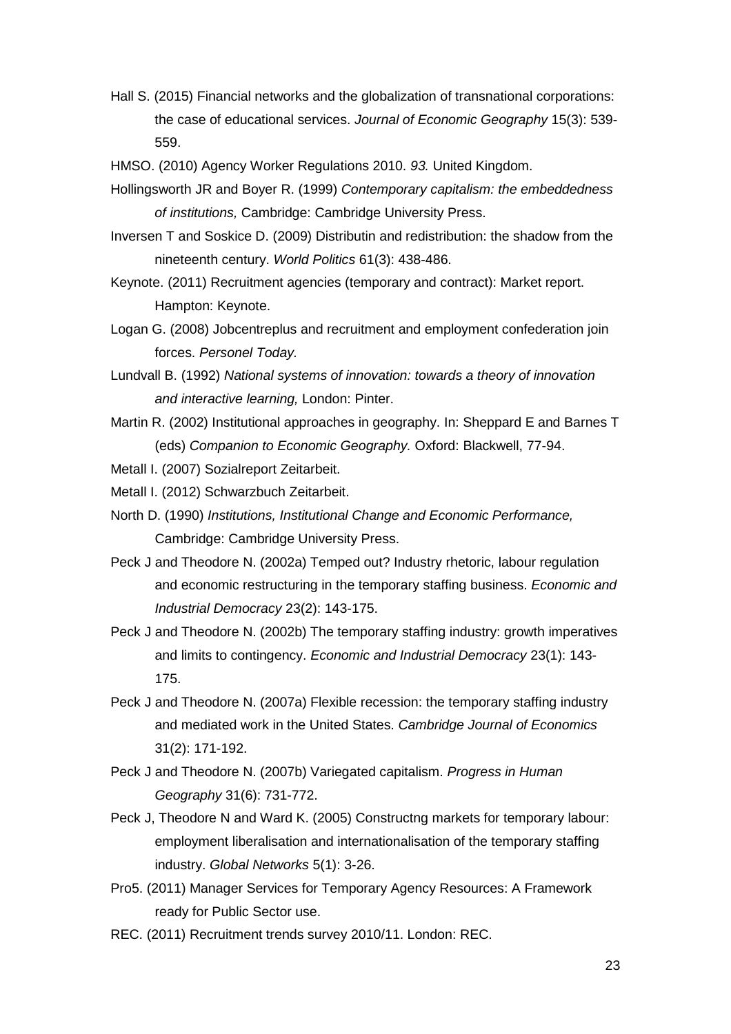Hall S. (2015) Financial networks and the globalization of transnational corporations: the case of educational services. *Journal of Economic Geography* 15(3): 539-559.

HMSO. (2010) Agency Worker Regulations 2010. *93.* United Kingdom.

Hollingsworth JR and Boyer R. (1999) *Contemporary capitalism: the embeddedness of institutions,* Cambridge: Cambridge University Press.

Inversen T and Soskice D. (2009) Distributin and redistribution: the shadow from the nineteenth century. *World Politics* 61(3): 438-486.

Keynote. (2011) Recruitment agencies (temporary and contract): Market report. Hampton: Keynote.

Logan G. (2008) Jobcentreplus and recruitment and employment confederation join forces. *Personel Today.*

Lundvall B. (1992) *National systems of innovation: towards a theory of innovation and interactive learning,* London: Pinter.

Martin R. (2002) Institutional approaches in geography. In: Sheppard E and Barnes T (eds) *Companion to Economic Geography.* Oxford: Blackwell, 77-94.

Metall I. (2007) Sozialreport Zeitarbeit.

Metall I. (2012) Schwarzbuch Zeitarbeit.

North D. (1990) *Institutions, Institutional Change and Economic Performance,* Cambridge: Cambridge University Press.

Peck J and Theodore N. (2002a) Temped out? Industry rhetoric, labour regulation and economic restructuring in the temporary staffing business. *Economic and Industrial Democracy* 23(2): 143-175.

Peck J and Theodore N. (2002b) The temporary staffing industry: growth imperatives and limits to contingency. *Economic and Industrial Democracy* 23(1): 143-175.

Peck J and Theodore N. (2007a) Flexible recession: the temporary staffing industry and mediated work in the United States. *Cambridge Journal of Economics* 31(2): 171-192.

Peck J and Theodore N. (2007b) Variegated capitalism. *Progress in Human Geography* 31(6): 731-772.

Peck J, Theodore N and Ward K. (2005) Constructng markets for temporary labour: employment liberalisation and internationalisation of the temporary staffing industry. *Global Networks* 5(1): 3-26.

Pro5. (2011) Manager Services for Temporary Agency Resources: A Framework ready for Public Sector use.

REC. (2011) Recruitment trends survey 2010/11. London: REC.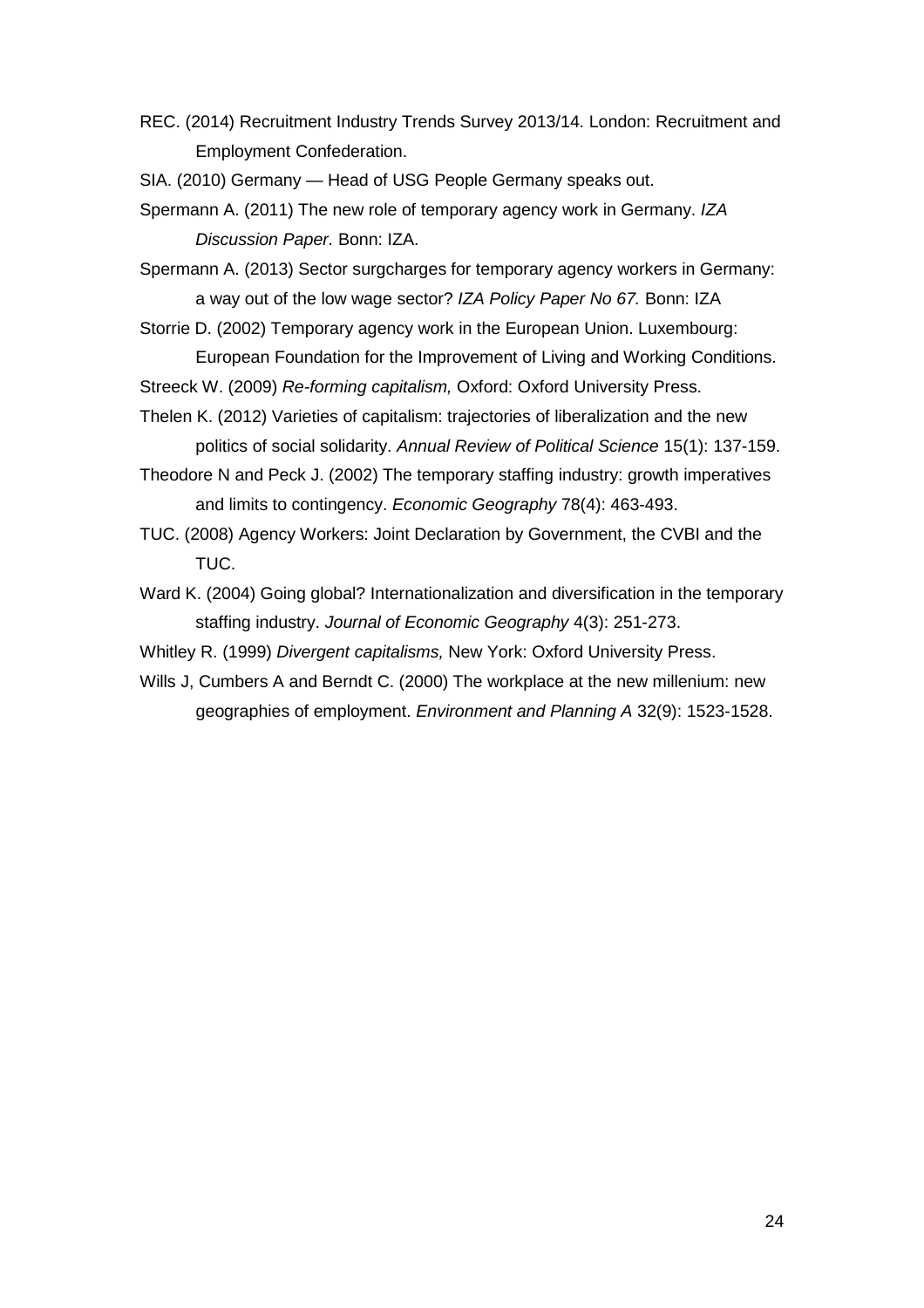REC. (2014) Recruitment Industry Trends Survey 2013/14. London: Recruitment and Employment Confederation.

SIA. (2010) Germany — Head of USG People Germany speaks out.

Spermann A. (2011) The new role of temporary agency work in Germany. *IZA Discussion Paper.* Bonn: IZA.

Spermann A. (2013) Sector surgcharges for temporary agency workers in Germany: a way out of the low wage sector? *IZA Policy Paper No 67.* Bonn: IZA

Storrie D. (2002) Temporary agency work in the European Union. Luxembourg: European Foundation for the Improvement of Living and Working Conditions.

Streeck W. (2009) *Re-forming capitalism,* Oxford: Oxford University Press.

Thelen K. (2012) Varieties of capitalism: trajectories of liberalization and the new politics of social solidarity. *Annual Review of Political Science* 15(1): 137-159.

Theodore N and Peck J. (2002) The temporary staffing industry: growth imperatives and limits to contingency. *Economic Geography* 78(4): 463-493.

TUC. (2008) Agency Workers: Joint Declaration by Government, the CVBI and the TUC.

Ward K. (2004) Going global? Internationalization and diversification in the temporary staffing industry. *Journal of Economic Geography* 4(3): 251-273.

Whitley R. (1999) *Divergent capitalisms,* New York: Oxford University Press.

Wills J, Cumbers A and Berndt C. (2000) The workplace at the new millenium: new geographies of employment. *Environment and Planning A* 32(9): 1523-1528.